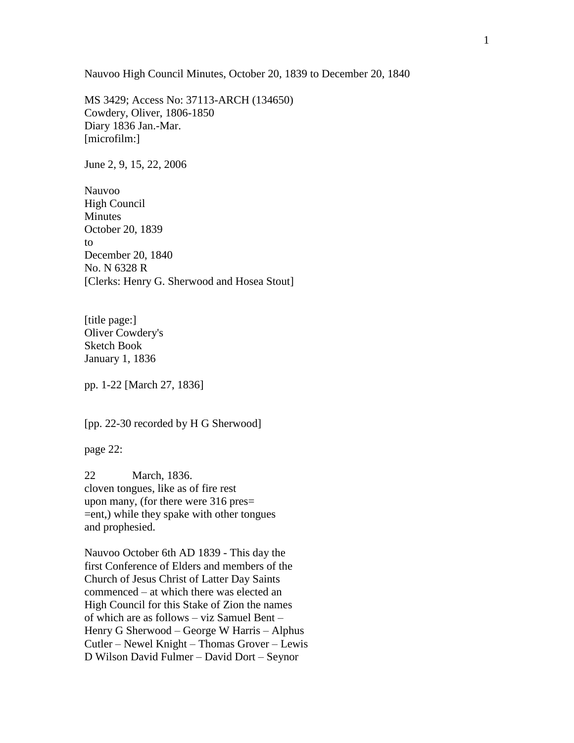Nauvoo High Council Minutes, October 20, 1839 to December 20, 1840

MS 3429; Access No: 37113-ARCH (134650)
Cowdery, Oliver, 1806-1850
Diary 1836 Jan.-Mar.
[microfilm:]

June 2, 9, 15, 22, 2006

Nauvoo
High Council
Minutes
October 20, 1839
to
December 20, 1840
No. N 6328 R
[Clerks: Henry G. Sherwood and Hosea Stout]

[title page:]
Oliver Cowdery's
Sketch Book
January 1, 1836

pp. 1-22 [March 27, 1836]

[pp. 22-30 recorded by H G Sherwood]

page 22:

22 March, 1836.
cloven tongues, like as of fire rest
upon many, (for there were 316 pres=
=ent,) while they spake with other tongues
and prophesied.

Nauvoo October 6th AD 1839 - This day the
first Conference of Elders and members of the
Church of Jesus Christ of Latter Day Saints
commenced – at which there was elected an
High Council for this Stake of Zion the names
of which are as follows – viz Samuel Bent –
Henry G Sherwood – George W Harris – Alphus
Cutler – Newel Knight – Thomas Grover – Lewis
D Wilson David Fulmer – David Dort – Seynor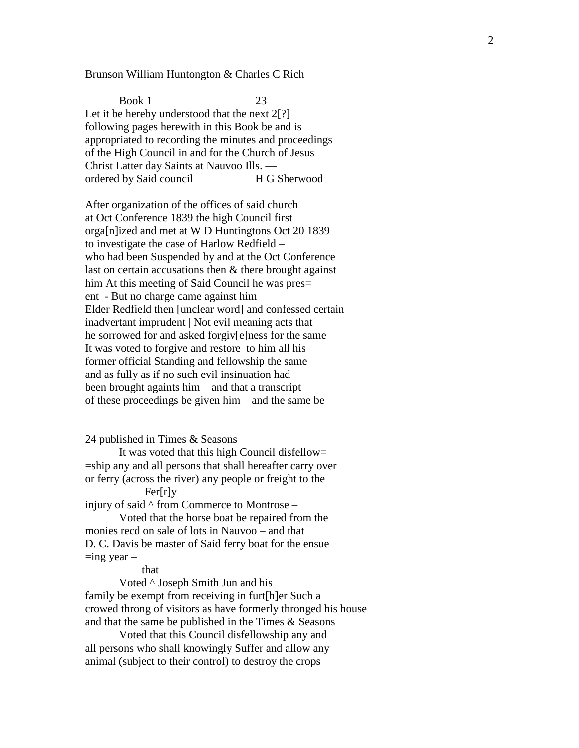Brunson William Huntongton & Charles C Rich

Book 1 23

Let it be hereby understood that the next 2[?] following pages herewith in this Book be and is appropriated to recording the minutes and proceedings of the High Council in and for the Church of Jesus Christ Latter day Saints at Nauvoo Ills. — ordered by Said council H G Sherwood

After organization of the offices of said church at Oct Conference 1839 the high Council first orga[n]ized and met at W D Huntingtons Oct 20 1839 to investigate the case of Harlow Redfield – who had been Suspended by and at the Oct Conference last on certain accusations then & there brought against him At this meeting of Said Council he was pres= ent - But no charge came against him – Elder Redfield then [unclear word] and confessed certain inadvertant imprudent | Not evil meaning acts that he sorrowed for and asked forgiv[e]ness for the same It was voted to forgive and restore to him all his former official Standing and fellowship the same and as fully as if no such evil insinuation had been brought againts him – and that a transcript of these proceedings be given him – and the same be

24 published in Times & Seasons

It was voted that this high Council disfellow= =ship any and all persons that shall hereafter carry over or ferry (across the river) any people or freight to the injury of said ^Fer[r]y from Commerce to Montrose –

Voted that the horse boat be repaired from the monies recd on sale of lots in Nauvoo – and that D. C. Davis be master of Said ferry boat for the ensue =ing year –

Voted ^that Joseph Smith Jun and his family be exempt from receiving in furt[h]er Such a crowed throng of visitors as have formerly thronged his house and that the same be published in the Times & Seasons

Voted that this Council disfellowship any and all persons who shall knowingly Suffer and allow any animal (subject to their control) to destroy the crops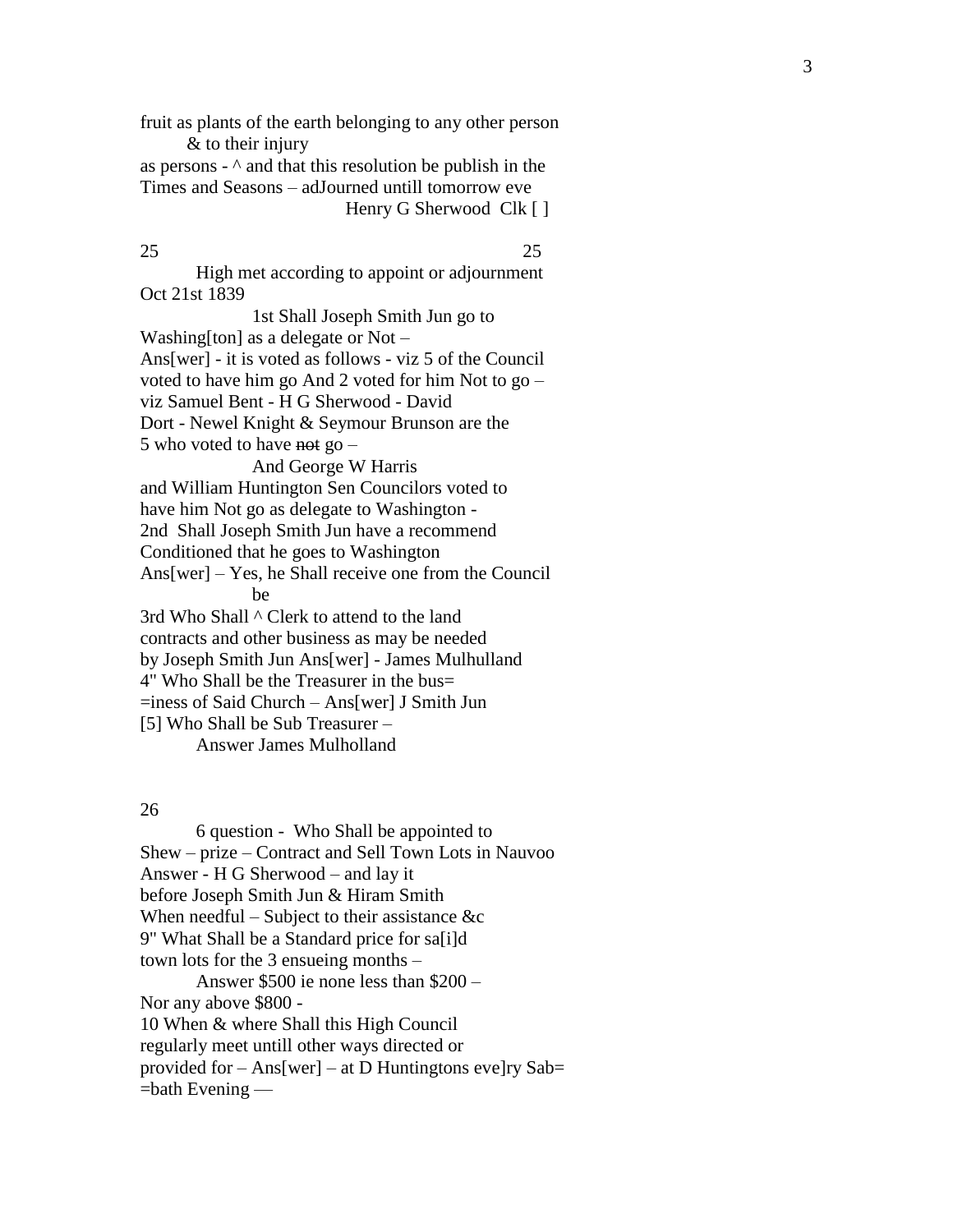fruit as plants of the earth belonging to any other person
& to their injury
as persons - ^ and that this resolution be publish in the
Times and Seasons – adJourned untill tomorrow eve
Henry G Sherwood Clk [ ]

25 25

High met according to appoint or adjournment
Oct 21st 1839

1st Shall Joseph Smith Jun go to
Washing[ton] as a delegate or Not –
Ans[wer] - it is voted as follows - viz 5 of the Council
voted to have him go And 2 voted for him Not to go –
viz Samuel Bent - H G Sherwood - David
Dort - Newel Knight & Seymour Brunson are the
5 who voted to have ~~not~~ go –
And George W Harris
and William Huntington Sen Councilors voted to
have him Not go as delegate to Washington -
2nd Shall Joseph Smith Jun have a recommend
Conditioned that he goes to Washington
Ans[wer] – Yes, he Shall receive one from the Council
be
3rd Who Shall ^ Clerk to attend to the land
contracts and other business as may be needed
by Joseph Smith Jun Ans[wer] - James Mulhulland
4" Who Shall be the Treasurer in the bus=
=iness of Said Church – Ans[wer] J Smith Jun
[5] Who Shall be Sub Treasurer –
Answer James Mulholland

26

6 question - Who Shall be appointed to
Shew – prize – Contract and Sell Town Lots in Nauvoo
Answer - H G Sherwood – and lay it
before Joseph Smith Jun & Hiram Smith
When needful – Subject to their assistance &c
9" What Shall be a Standard price for sa[i]d
town lots for the 3 ensueing months –
Answer $500 ie none less than $200 –
Nor any above $800 -
10 When & where Shall this High Council
regularly meet untill other ways directed or
provided for – Ans[wer] – at D Huntingtons eve]ry Sab=
=bath Evening —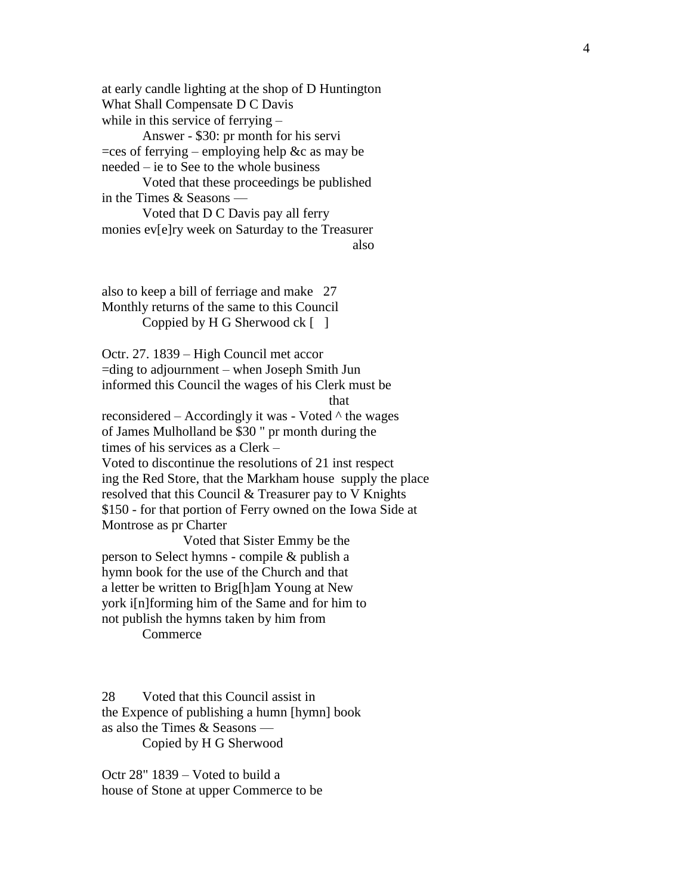at early candle lighting at the shop of D Huntington
What Shall Compensate D C Davis
while in this service of ferrying –

Answer - $30: pr month for his servi
=ces of ferrying – employing help &c as may be
needed – ie to See to the whole business

Voted that these proceedings be published
in the Times & Seasons —

Voted that D C Davis pay all ferry
monies ev[e]ry week on Saturday to the Treasurer
also

also to keep a bill of ferriage and make 27
Monthly returns of the same to this Council

Coppied by H G Sherwood ck [ ]

Octr. 27. 1839 – High Council met accor
=ding to adjournment – when Joseph Smith Jun
informed this Council the wages of his Clerk must be
that
reconsidered – Accordingly it was - Voted ^ the wages
of James Mulholland be $30 " pr month during the
times of his services as a Clerk –
Voted to discontinue the resolutions of 21 inst respect
ing the Red Store, that the Markham house supply the place
resolved that this Council & Treasurer pay to V Knights
$150 - for that portion of Ferry owned on the Iowa Side at
Montrose as pr Charter

Voted that Sister Emmy be the
person to Select hymns - compile & publish a
hymn book for the use of the Church and that
a letter be written to Brig[h]am Young at New
york i[n]forming him of the Same and for him to
not publish the hymns taken by him from
Commerce

28 Voted that this Council assist in
the Expence of publishing a humn [hymn] book
as also the Times & Seasons —

Copied by H G Sherwood

Octr 28" 1839 – Voted to build a
house of Stone at upper Commerce to be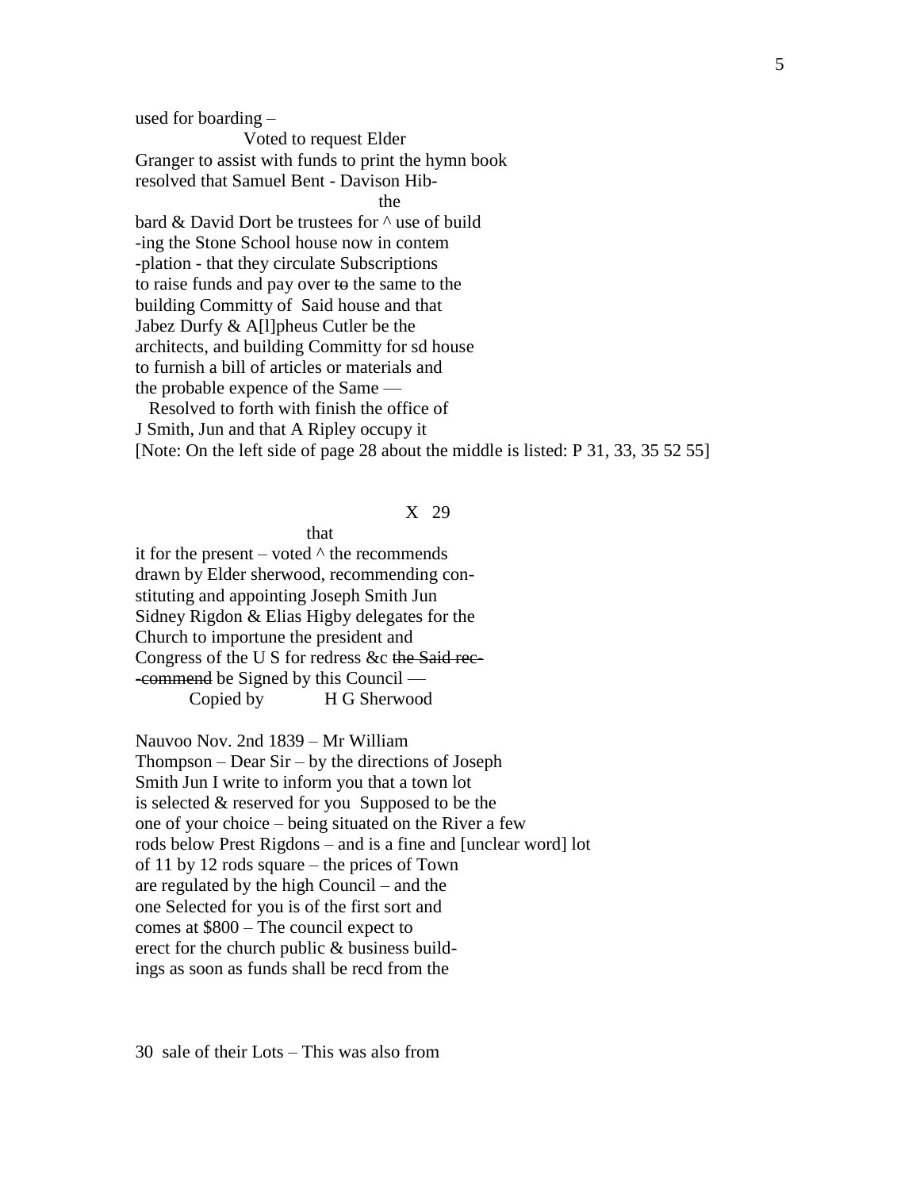used for boarding –

Voted to request Elder Granger to assist with funds to print the hymn book resolved that Samuel Bent - Davison Hib-

the

bard & David Dort be trustees for ^ use of build -ing the Stone School house now in contem -plation - that they circulate Subscriptions to raise funds and pay over ~~to~~ the same to the building Committy of Said house and that Jabez Durfy & A[l]pheus Cutler be the architects, and building Committy for sd house to furnish a bill of articles or materials and the probable expence of the Same —

Resolved to forth with finish the office of J Smith, Jun and that A Ripley occupy it

[Note: On the left side of page 28 about the middle is listed: P 31, 33, 35 52 55]

X 29

that

it for the present – voted ^ the recommends drawn by Elder sherwood, recommending con- stituting and appointing Joseph Smith Jun Sidney Rigdon & Elias Higby delegates for the Church to importune the president and Congress of the U S for redress &c ~~the Said rec- -commend~~ be Signed by this Council —

Copied by H G Sherwood

Nauvoo Nov. 2nd 1839 – Mr William Thompson – Dear Sir – by the directions of Joseph Smith Jun I write to inform you that a town lot is selected & reserved for you Supposed to be the one of your choice – being situated on the River a few rods below Prest Rigdons – and is a fine and [unclear word] lot of 11 by 12 rods square – the prices of Town are regulated by the high Council – and the one Selected for you is of the first sort and comes at $800 – The council expect to erect for the church public & business build- ings as soon as funds shall be recd from the

30 sale of their Lots – This was also from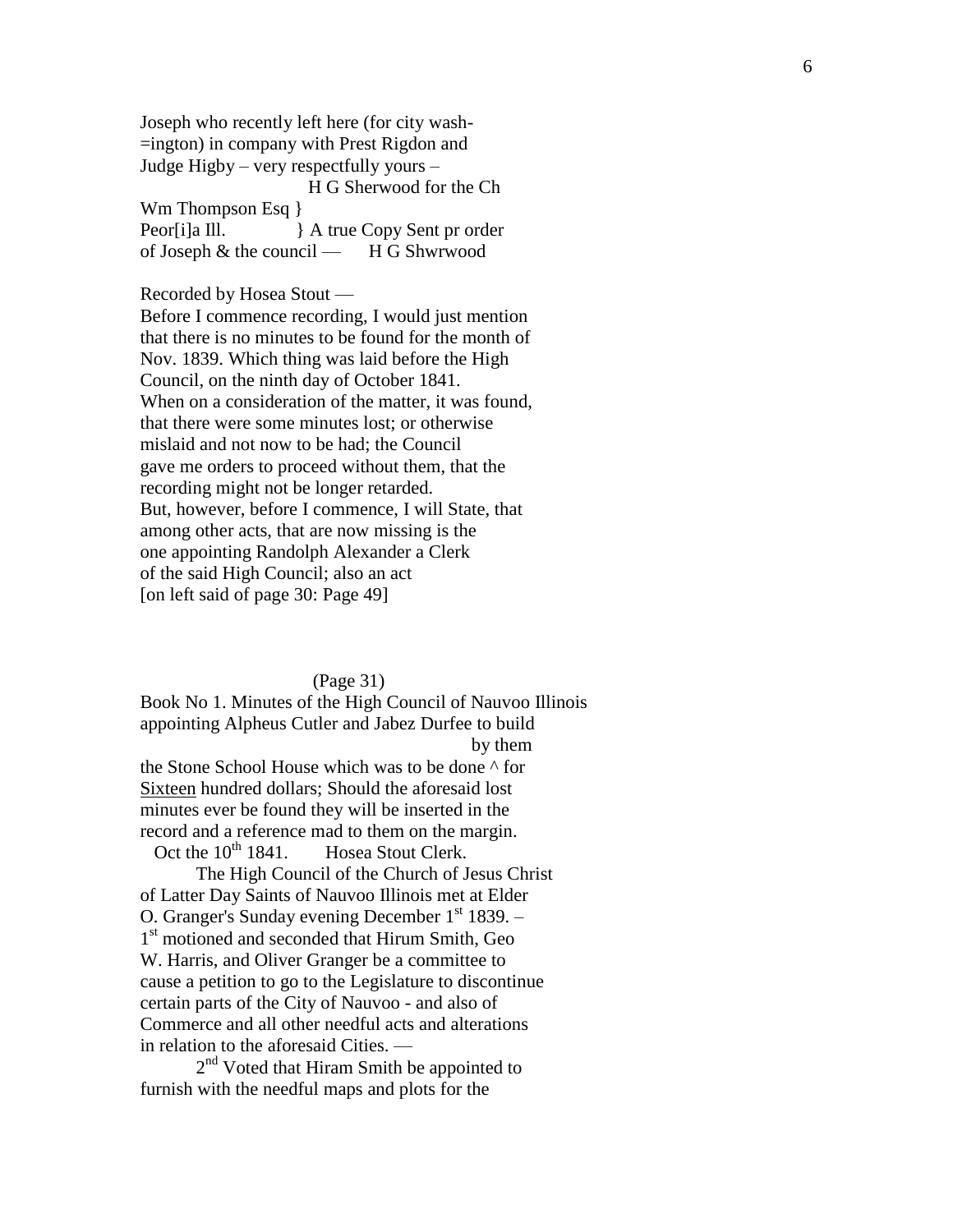Joseph who recently left here (for city wash-
=ington) in company with Prest Rigdon and
Judge Higby – very respectfully yours –

H G Sherwood for the Ch

Wm Thompson Esq }
Peor[i]a Ill. } A true Copy Sent pr order
of Joseph & the council — H G Shwrwood

Recorded by Hosea Stout —
Before I commence recording, I would just mention
that there is no minutes to be found for the month of
Nov. 1839. Which thing was laid before the High
Council, on the ninth day of October 1841.
When on a consideration of the matter, it was found,
that there were some minutes lost; or otherwise
mislaid and not now to be had; the Council
gave me orders to proceed without them, that the
recording might not be longer retarded.
But, however, before I commence, I will State, that
among other acts, that are now missing is the
one appointing Randolph Alexander a Clerk
of the said High Council; also an act
[on left said of page 30: Page 49]

(Page 31)

Book No 1. Minutes of the High Council of Nauvoo Illinois
appointing Alpheus Cutler and Jabez Durfee to build
by them
the Stone School House which was to be done ^ for
<u>Sixteen</u> hundred dollars; Should the aforesaid lost
minutes ever be found they will be inserted in the
record and a reference mad to them on the margin.
Oct the 10th 1841. Hosea Stout Clerk.

The High Council of the Church of Jesus Christ
of Latter Day Saints of Nauvoo Illinois met at Elder
O. Granger's Sunday evening December 1st 1839. –
1st motioned and seconded that Hirum Smith, Geo
W. Harris, and Oliver Granger be a committee to
cause a petition to go to the Legislature to discontinue
certain parts of the City of Nauvoo - and also of
Commerce and all other needful acts and alterations
in relation to the aforesaid Cities. —

2nd Voted that Hiram Smith be appointed to
furnish with the needful maps and plots for the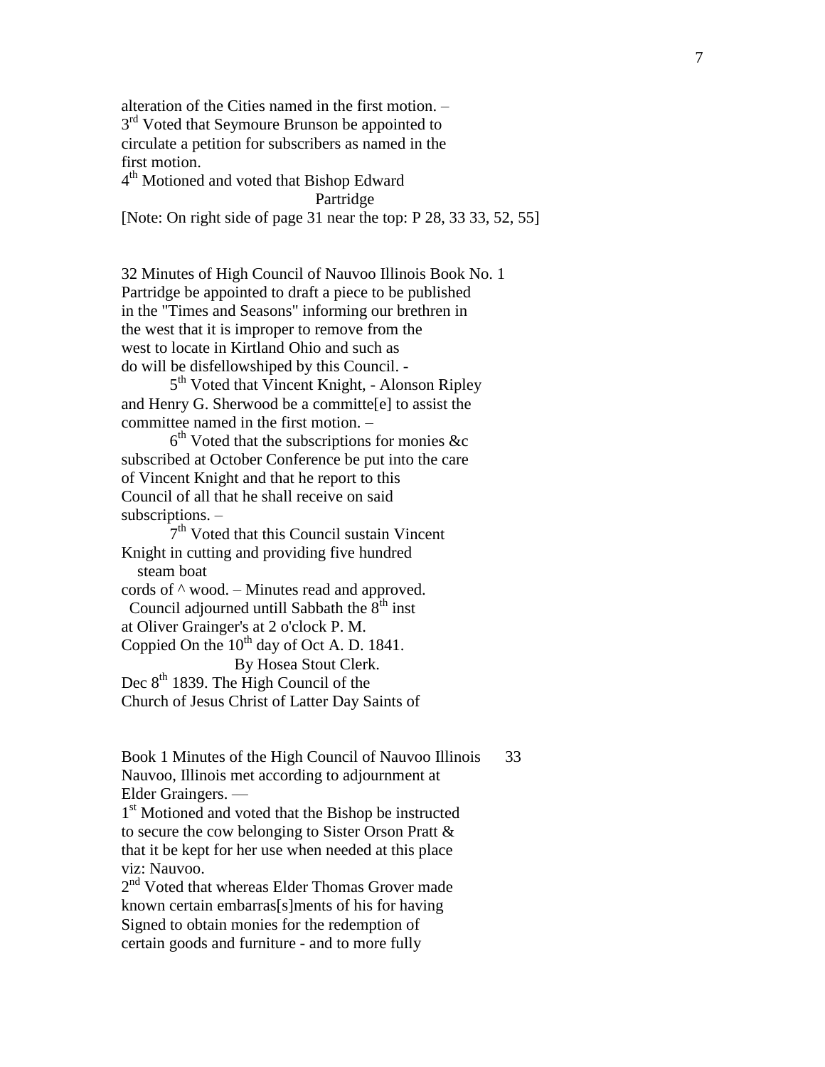alteration of the Cities named in the first motion. –
3rd Voted that Seymoure Brunson be appointed to circulate a petition for subscribers as named in the first motion.
4th Motioned and voted that Bishop Edward
Partridge
[Note: On right side of page 31 near the top: P 28, 33 33, 52, 55]

32 Minutes of High Council of Nauvoo Illinois Book No. 1
Partridge be appointed to draft a piece to be published in the "Times and Seasons" informing our brethren in the west that it is improper to remove from the west to locate in Kirtland Ohio and such as do will be disfellowshiped by this Council. -

5th Voted that Vincent Knight, - Alonson Ripley and Henry G. Sherwood be a committe[e] to assist the committee named in the first motion. –

6th Voted that the subscriptions for monies &c subscribed at October Conference be put into the care of Vincent Knight and that he report to this Council of all that he shall receive on said subscriptions. –

7th Voted that this Council sustain Vincent Knight in cutting and providing five hundred
steam boat
cords of ^ wood. – Minutes read and approved.
Council adjourned untill Sabbath the 8th inst at Oliver Grainger's at 2 o'clock P. M.
Coppied On the 10th day of Oct A. D. 1841.
By Hosea Stout Clerk.
Dec 8th 1839. The High Council of the Church of Jesus Christ of Latter Day Saints of

Book 1 Minutes of the High Council of Nauvoo Illinois 33
Nauvoo, Illinois met according to adjournment at Elder Graingers. —
1st Motioned and voted that the Bishop be instructed to secure the cow belonging to Sister Orson Pratt & that it be kept for her use when needed at this place viz: Nauvoo.
2nd Voted that whereas Elder Thomas Grover made known certain embarras[s]ments of his for having Signed to obtain monies for the redemption of certain goods and furniture - and to more fully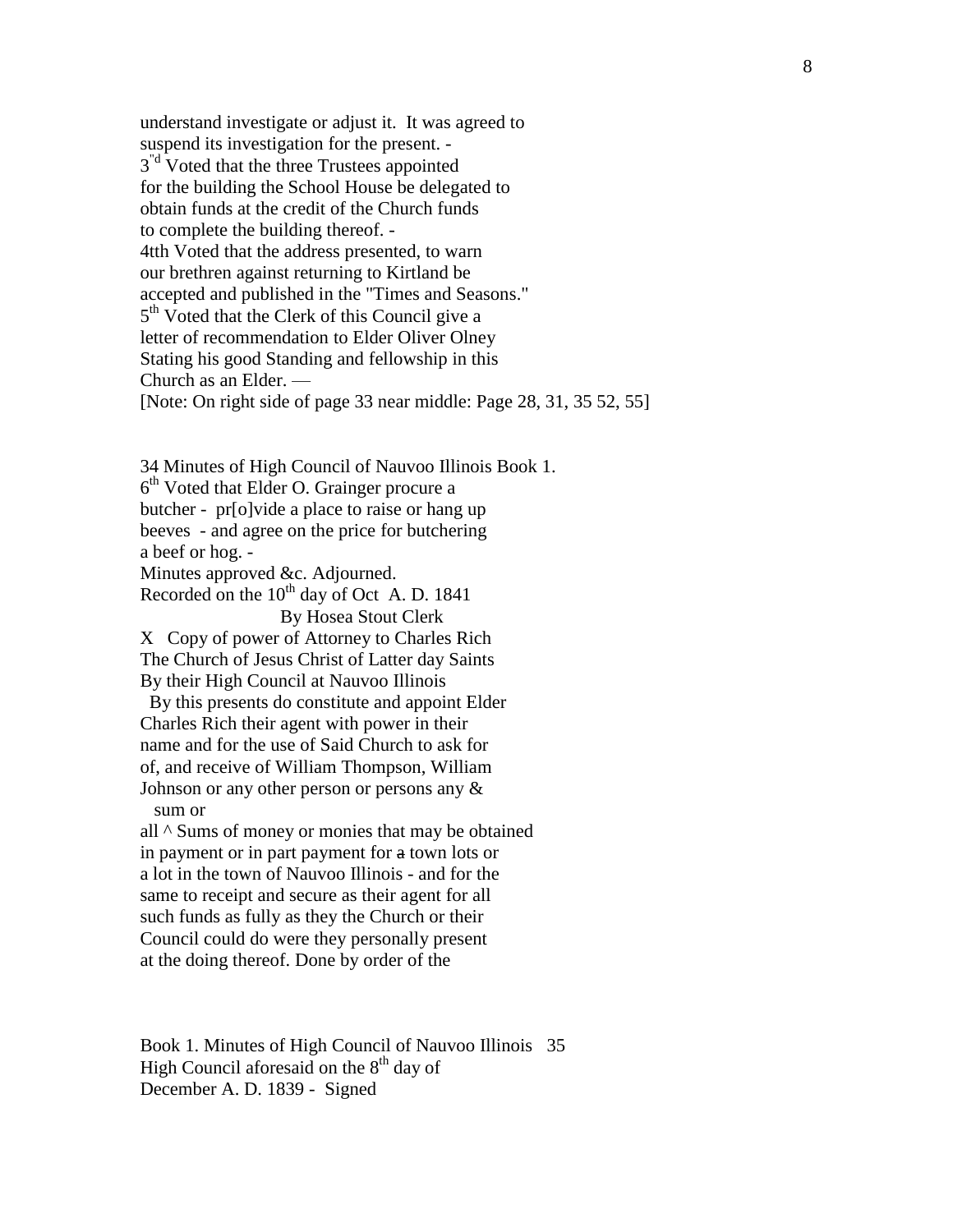understand investigate or adjust it. It was agreed to suspend its investigation for the present. -
3"d Voted that the three Trustees appointed for the building the School House be delegated to obtain funds at the credit of the Church funds to complete the building thereof. -
4tth Voted that the address presented, to warn our brethren against returning to Kirtland be accepted and published in the "Times and Seasons."
5th Voted that the Clerk of this Council give a letter of recommendation to Elder Oliver Olney Stating his good Standing and fellowship in this Church as an Elder. —
[Note: On right side of page 33 near middle: Page 28, 31, 35 52, 55]

34 Minutes of High Council of Nauvoo Illinois Book 1.
6th Voted that Elder O. Grainger procure a butcher - pr[o]vide a place to raise or hang up beeves - and agree on the price for butchering a beef or hog. -
Minutes approved &c. Adjourned.
Recorded on the 10th day of Oct A. D. 1841
By Hosea Stout Clerk

X Copy of power of Attorney to Charles Rich
The Church of Jesus Christ of Latter day Saints By their High Council at Nauvoo Illinois
By this presents do constitute and appoint Elder Charles Rich their agent with power in their name and for the use of Said Church to ask for of, and receive of William Thompson, William Johnson or any other person or persons any & sum or
all ^ Sums of money or monies that may be obtained in payment or in part payment for ~~a~~ town lots or a lot in the town of Nauvoo Illinois - and for the same to receipt and secure as their agent for all such funds as fully as they the Church or their Council could do were they personally present at the doing thereof. Done by order of the

Book 1. Minutes of High Council of Nauvoo Illinois 35
High Council aforesaid on the 8th day of December A. D. 1839 - Signed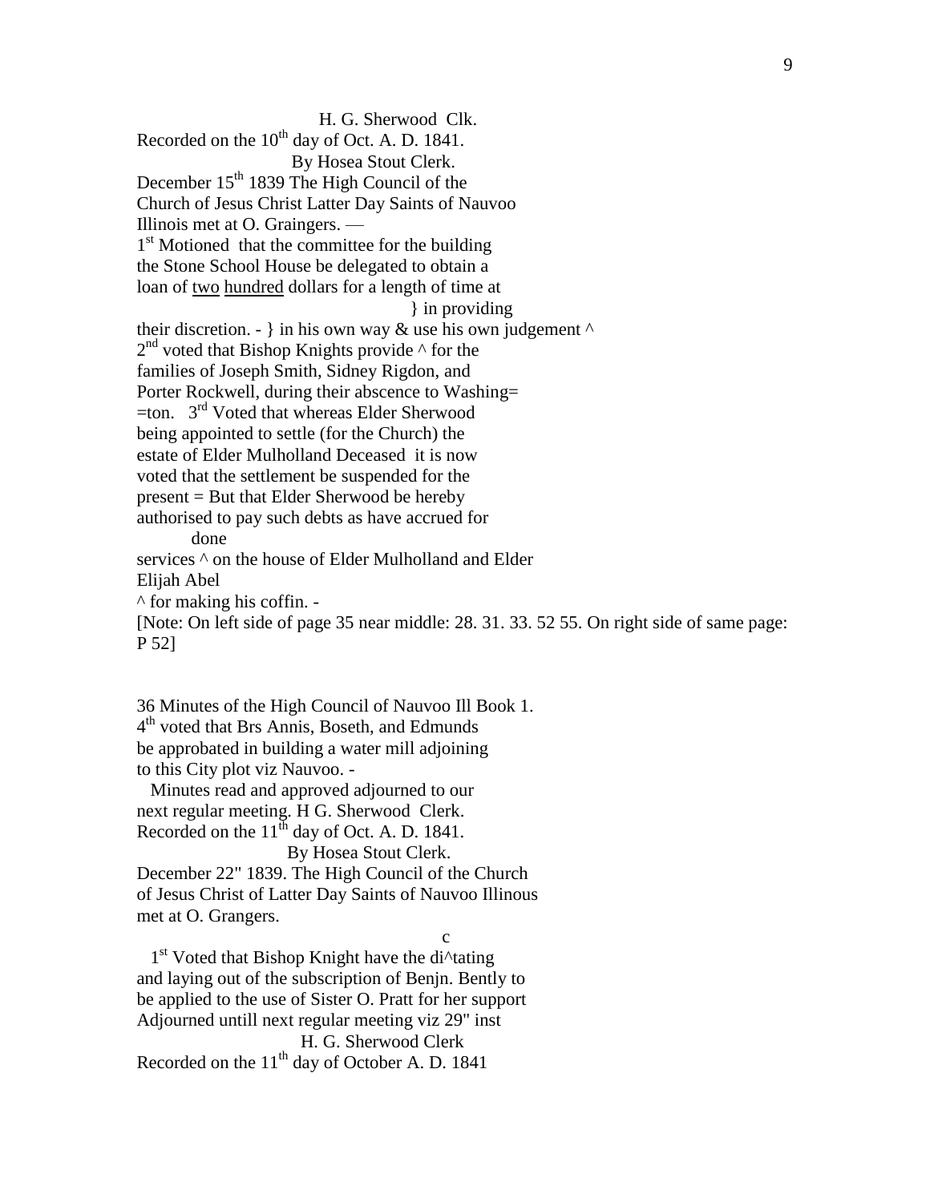H. G. Sherwood Clk.
Recorded on the 10th day of Oct. A. D. 1841.
By Hosea Stout Clerk.
December 15th 1839 The High Council of the
Church of Jesus Christ Latter Day Saints of Nauvoo
Illinois met at O. Graingers. —
1st Motioned that the committee for the building
the Stone School House be delegated to obtain a
loan of two hundred dollars for a length of time at
} in providing
their discretion. - } in his own way & use his own judgement ^
2nd voted that Bishop Knights provide ^ for the
families of Joseph Smith, Sidney Rigdon, and
Porter Rockwell, during their abscence to Washing=
=ton. 3rd Voted that whereas Elder Sherwood
being appointed to settle (for the Church) the
estate of Elder Mulholland Deceased it is now
voted that the settlement be suspended for the
present = But that Elder Sherwood be hereby
authorised to pay such debts as have accrued for
done
services ^ on the house of Elder Mulholland and Elder
Elijah Abel
^ for making his coffin. -
[Note: On left side of page 35 near middle: 28. 31. 33. 52 55. On right side of same page: P 52]

36 Minutes of the High Council of Nauvoo Ill Book 1.
4th voted that Brs Annis, Boseth, and Edmunds
be approbated in building a water mill adjoining
to this City plot viz Nauvoo. -
Minutes read and approved adjourned to our
next regular meeting. H G. Sherwood Clerk.
Recorded on the 11th day of Oct. A. D. 1841.
By Hosea Stout Clerk.
December 22" 1839. The High Council of the Church
of Jesus Christ of Latter Day Saints of Nauvoo Illinous
met at O. Grangers.
c
1st Voted that Bishop Knight have the di^tating
and laying out of the subscription of Benjn. Bently to
be applied to the use of Sister O. Pratt for her support
Adjourned untill next regular meeting viz 29" inst
H. G. Sherwood Clerk
Recorded on the 11th day of October A. D. 1841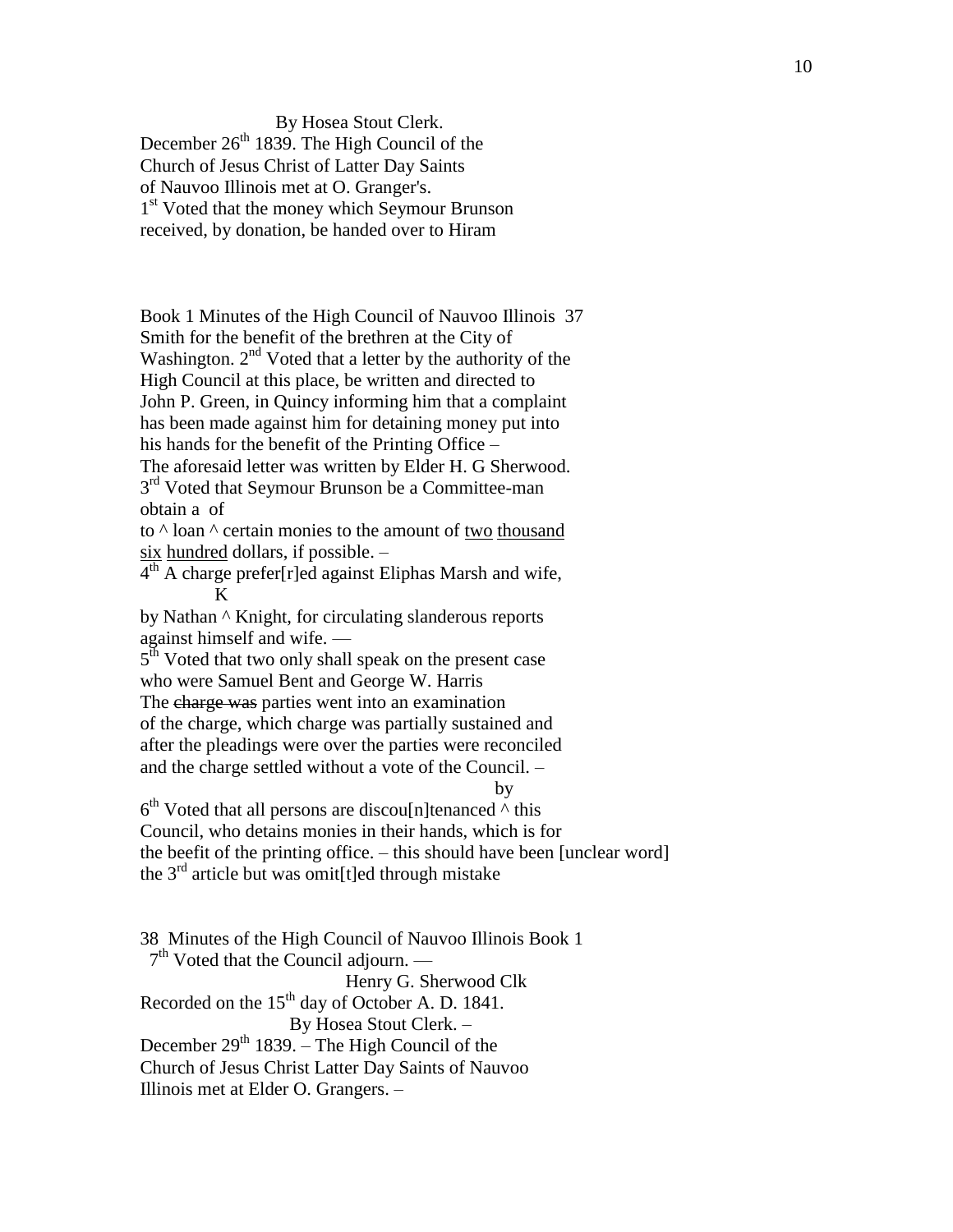By Hosea Stout Clerk.

December 26th 1839. The High Council of the Church of Jesus Christ of Latter Day Saints of Nauvoo Illinois met at O. Granger's.

1st Voted that the money which Seymour Brunson received, by donation, be handed over to Hiram

Book 1 Minutes of the High Council of Nauvoo Illinois 37

Smith for the benefit of the brethren at the City of Washington. 2nd Voted that a letter by the authority of the High Council at this place, be written and directed to John P. Green, in Quincy informing him that a complaint has been made against him for detaining money put into his hands for the benefit of the Printing Office –

The aforesaid letter was written by Elder H. G Sherwood.

3rd Voted that Seymour Brunson be a Committee-man

obtain a of

to ^ loan ^ certain monies to the amount of <u>two</u> <u>thousand</u> <u>six</u> <u>hundred</u> dollars, if possible. –

4th A charge prefer[r]ed against Eliphas Marsh and wife,

K

by Nathan ^ Knight, for circulating slanderous reports against himself and wife. —

5th Voted that two only shall speak on the present case who were Samuel Bent and George W. Harris

The ~~charge was~~ parties went into an examination of the charge, which charge was partially sustained and after the pleadings were over the parties were reconciled and the charge settled without a vote of the Council. –

by

6th Voted that all persons are discou[n]tenanced ^ this Council, who detains monies in their hands, which is for the beefit of the printing office. – this should have been [unclear word] the 3rd article but was omit[t]ed through mistake

38 Minutes of the High Council of Nauvoo Illinois Book 1

7th Voted that the Council adjourn. —

Henry G. Sherwood Clk

Recorded on the 15th day of October A. D. 1841.

By Hosea Stout Clerk. –

December 29th 1839. – The High Council of the Church of Jesus Christ Latter Day Saints of Nauvoo Illinois met at Elder O. Grangers. –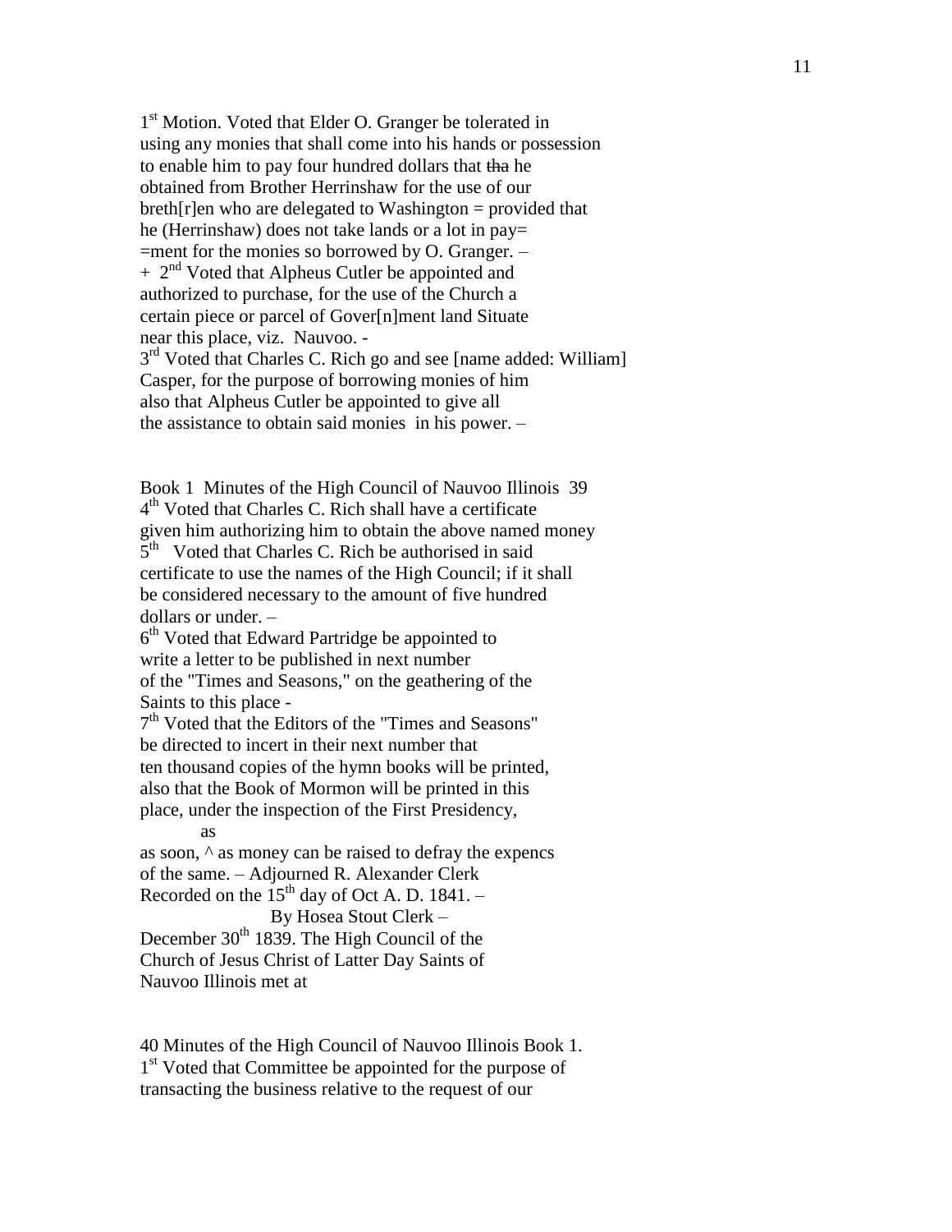1st Motion. Voted that Elder O. Granger be tolerated in using any monies that shall come into his hands or possession to enable him to pay four hundred dollars that ~~tha~~ he obtained from Brother Herrinshaw for the use of our breth[r]en who are delegated to Washington = provided that he (Herrinshaw) does not take lands or a lot in pay= =ment for the monies so borrowed by O. Granger. –
+ 2nd Voted that Alpheus Cutler be appointed and authorized to purchase, for the use of the Church a certain piece or parcel of Gover[n]ment land Situate near this place, viz. Nauvoo. -
3rd Voted that Charles C. Rich go and see [name added: William] Casper, for the purpose of borrowing monies of him also that Alpheus Cutler be appointed to give all the assistance to obtain said monies in his power. –

Book 1 Minutes of the High Council of Nauvoo Illinois 39
4th Voted that Charles C. Rich shall have a certificate given him authorizing him to obtain the above named money
5th Voted that Charles C. Rich be authorised in said certificate to use the names of the High Council; if it shall be considered necessary to the amount of five hundred dollars or under. –
6th Voted that Edward Partridge be appointed to write a letter to be published in next number of the "Times and Seasons," on the geathering of the Saints to this place -
7th Voted that the Editors of the "Times and Seasons" be directed to incert in their next number that ten thousand copies of the hymn books will be printed, also that the Book of Mormon will be printed in this place, under the inspection of the First Presidency,
as
as soon, ^ as money can be raised to defray the expencs of the same. – Adjourned R. Alexander Clerk
Recorded on the 15th day of Oct A. D. 1841. –
By Hosea Stout Clerk –
December 30th 1839. The High Council of the Church of Jesus Christ of Latter Day Saints of Nauvoo Illinois met at

40 Minutes of the High Council of Nauvoo Illinois Book 1.
1st Voted that Committee be appointed for the purpose of transacting the business relative to the request of our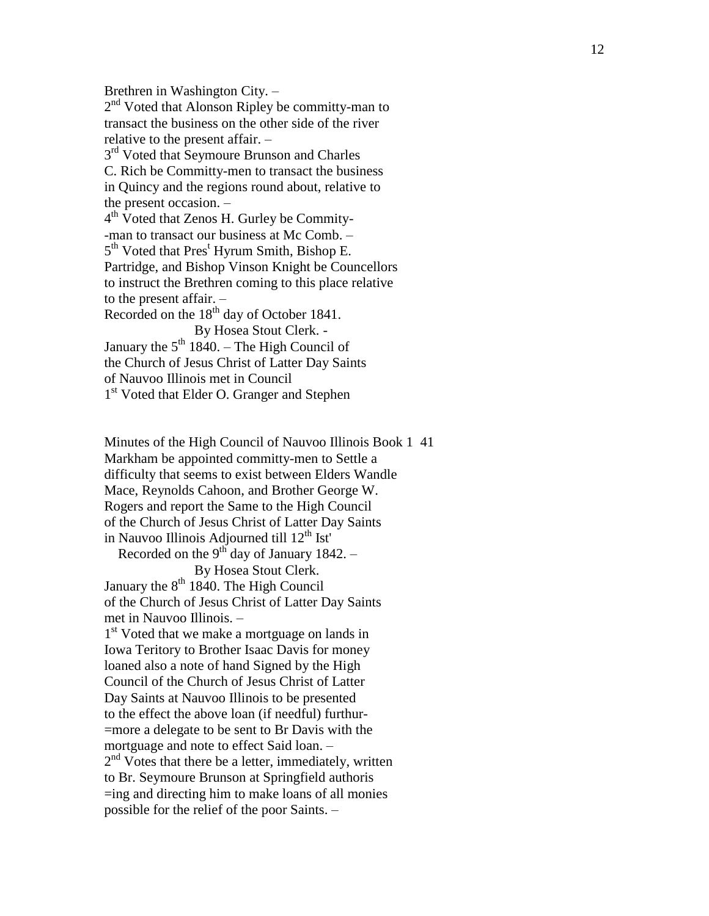Brethren in Washington City. –
2nd Voted that Alonson Ripley be committy-man to
transact the business on the other side of the river
relative to the present affair. –
3rd Voted that Seymoure Brunson and Charles
C. Rich be Committy-men to transact the business
in Quincy and the regions round about, relative to
the present occasion. –
4th Voted that Zenos H. Gurley be Commity-
-man to transact our business at Mc Comb. –
5th Voted that Prest Hyrum Smith, Bishop E.
Partridge, and Bishop Vinson Knight be Councellors
to instruct the Brethren coming to this place relative
to the present affair. –
Recorded on the 18th day of October 1841.
By Hosea Stout Clerk. -
January the 5th 1840. – The High Council of
the Church of Jesus Christ of Latter Day Saints
of Nauvoo Illinois met in Council
1st Voted that Elder O. Granger and Stephen

Minutes of the High Council of Nauvoo Illinois Book 1 41
Markham be appointed committy-men to Settle a
difficulty that seems to exist between Elders Wandle
Mace, Reynolds Cahoon, and Brother George W.
Rogers and report the Same to the High Council
of the Church of Jesus Christ of Latter Day Saints
in Nauvoo Illinois Adjourned till 12th Ist'
Recorded on the 9th day of January 1842. –
By Hosea Stout Clerk.
January the 8th 1840. The High Council
of the Church of Jesus Christ of Latter Day Saints
met in Nauvoo Illinois. –
1st Voted that we make a mortguage on lands in
Iowa Teritory to Brother Isaac Davis for money
loaned also a note of hand Signed by the High
Council of the Church of Jesus Christ of Latter
Day Saints at Nauvoo Illinois to be presented
to the effect the above loan (if needful) furthur-
=more a delegate to be sent to Br Davis with the
mortguage and note to effect Said loan. –
2nd Votes that there be a letter, immediately, written
to Br. Seymoure Brunson at Springfield authoris
=ing and directing him to make loans of all monies
possible for the relief of the poor Saints. –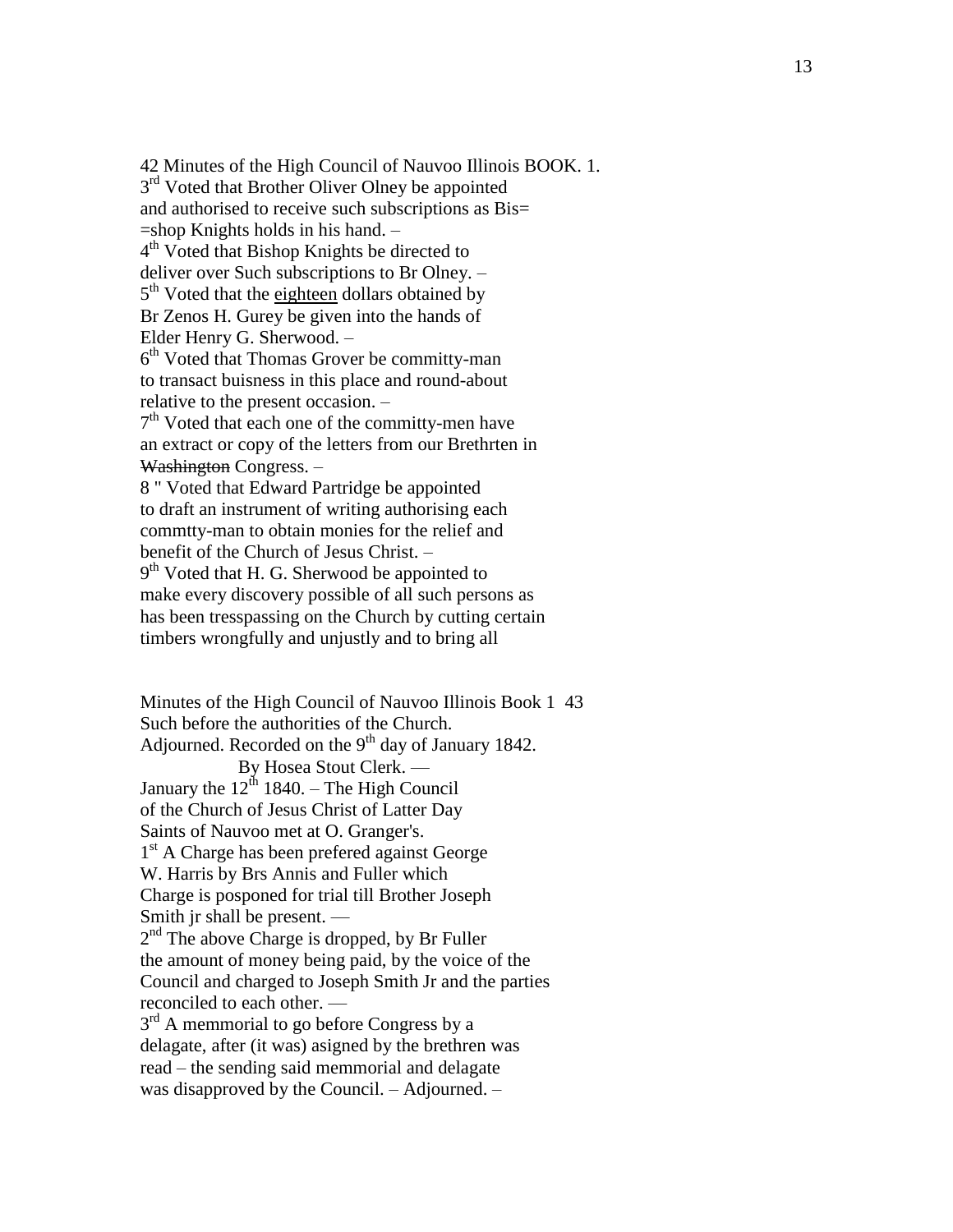42 Minutes of the High Council of Nauvoo Illinois BOOK. 1.

3rd Voted that Brother Oliver Olney be appointed and authorised to receive such subscriptions as Bis= =shop Knights holds in his hand. –

4th Voted that Bishop Knights be directed to deliver over Such subscriptions to Br Olney. –

5th Voted that the <u>eighteen</u> dollars obtained by Br Zenos H. Gurey be given into the hands of Elder Henry G. Sherwood. –

6th Voted that Thomas Grover be committy-man to transact buisness in this place and round-about relative to the present occasion. –

7th Voted that each one of the committy-men have an extract or copy of the letters from our Brethrten in ~~Washington~~ Congress. –

8 " Voted that Edward Partridge be appointed to draft an instrument of writing authorising each commtty-man to obtain monies for the relief and benefit of the Church of Jesus Christ. –

9th Voted that H. G. Sherwood be appointed to make every discovery possible of all such persons as has been tresspassing on the Church by cutting certain timbers wrongfully and unjustly and to bring all

Minutes of the High Council of Nauvoo Illinois Book 1 43

Such before the authorities of the Church.

Adjourned. Recorded on the 9th day of January 1842.

By Hosea Stout Clerk. —

January the 12th 1840. – The High Council of the Church of Jesus Christ of Latter Day Saints of Nauvoo met at O. Granger's.

1st A Charge has been prefered against George W. Harris by Brs Annis and Fuller which Charge is posponed for trial till Brother Joseph Smith jr shall be present. —

2nd The above Charge is dropped, by Br Fuller the amount of money being paid, by the voice of the Council and charged to Joseph Smith Jr and the parties reconciled to each other. —

3rd A memmorial to go before Congress by a delagate, after (it was) asigned by the brethren was read – the sending said memmorial and delagate was disapproved by the Council. – Adjourned. –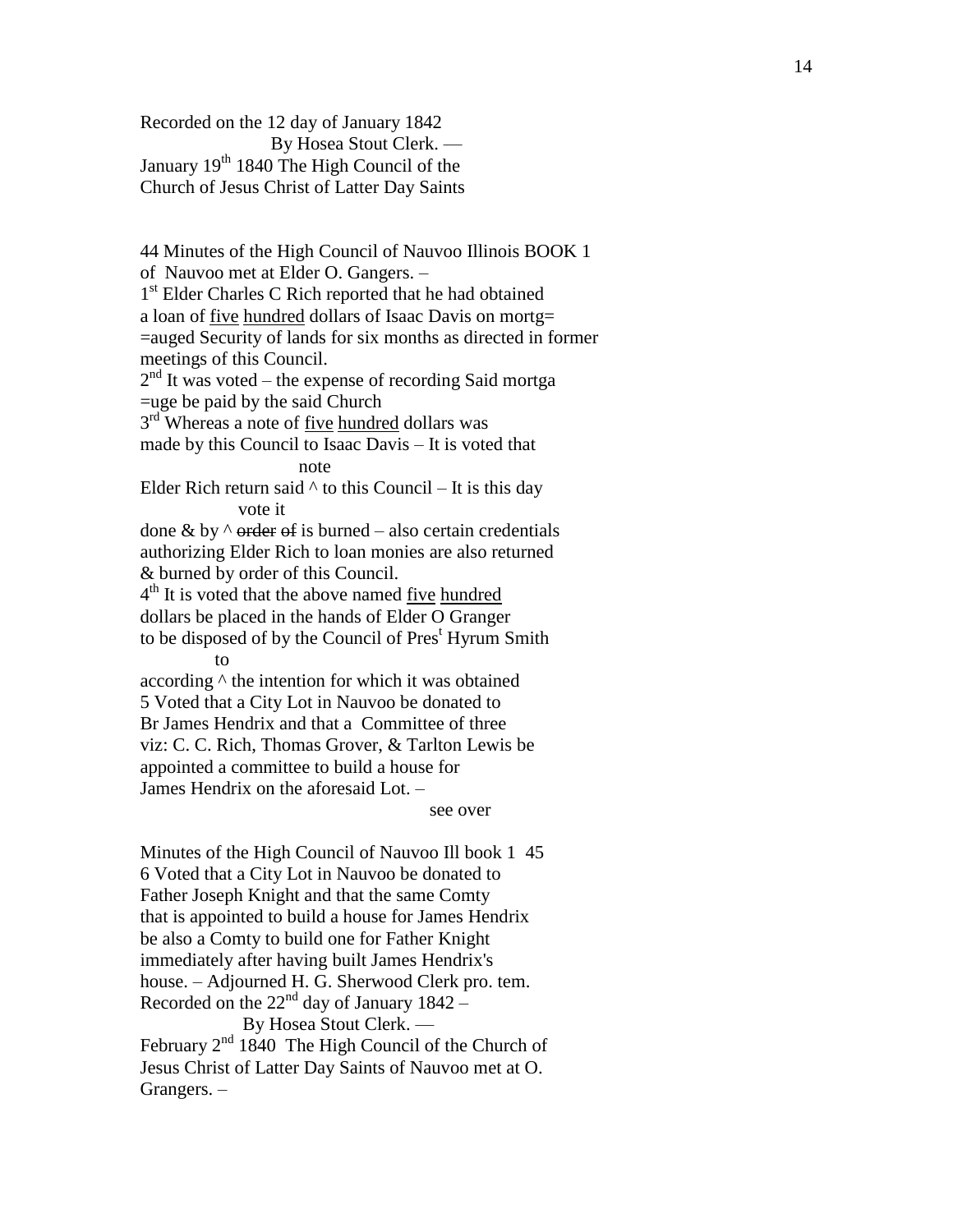Recorded on the 12 day of January 1842
By Hosea Stout Clerk. —
January 19th 1840 The High Council of the
Church of Jesus Christ of Latter Day Saints

44 Minutes of the High Council of Nauvoo Illinois BOOK 1
of Nauvoo met at Elder O. Gangers. –
1st Elder Charles C Rich reported that he had obtained
a loan of five hundred dollars of Isaac Davis on mortg=
=auged Security of lands for six months as directed in former
meetings of this Council.
2nd It was voted – the expense of recording Said mortga
=uge be paid by the said Church
3rd Whereas a note of five hundred dollars was
made by this Council to Isaac Davis – It is voted that
note
Elder Rich return said ^ to this Council – It is this day
vote it
done & by ^ ~~order of~~ is burned – also certain credentials
authorizing Elder Rich to loan monies are also returned
& burned by order of this Council.
4th It is voted that the above named five hundred
dollars be placed in the hands of Elder O Granger
to be disposed of by the Council of Prest Hyrum Smith
to
according ^ the intention for which it was obtained
5 Voted that a City Lot in Nauvoo be donated to
Br James Hendrix and that a Committee of three
viz: C. C. Rich, Thomas Grover, & Tarlton Lewis be
appointed a committee to build a house for
James Hendrix on the aforesaid Lot. –
see over

Minutes of the High Council of Nauvoo Ill book 1 45
6 Voted that a City Lot in Nauvoo be donated to
Father Joseph Knight and that the same Comty
that is appointed to build a house for James Hendrix
be also a Comty to build one for Father Knight
immediately after having built James Hendrix's
house. – Adjourned H. G. Sherwood Clerk pro. tem.
Recorded on the 22nd day of January 1842 –
By Hosea Stout Clerk. —
February 2nd 1840 The High Council of the Church of
Jesus Christ of Latter Day Saints of Nauvoo met at O.
Grangers. –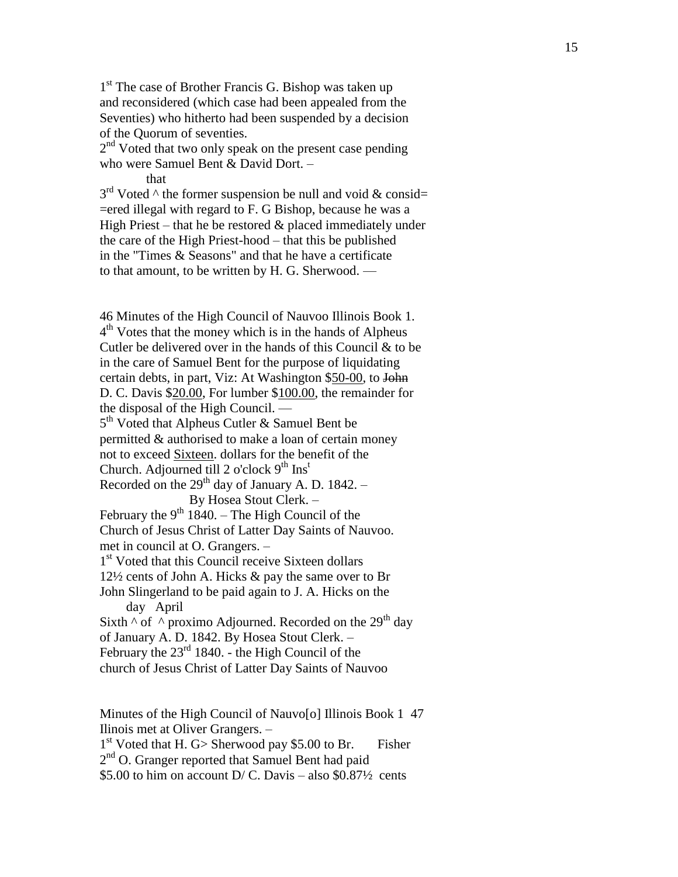1st The case of Brother Francis G. Bishop was taken up and reconsidered (which case had been appealed from the Seventies) who hitherto had been suspended by a decision of the Quorum of seventies.
2nd Voted that two only speak on the present case pending who were Samuel Bent & David Dort. –
that
3rd Voted ^ the former suspension be null and void & consid= =ered illegal with regard to F. G Bishop, because he was a High Priest – that he be restored & placed immediately under the care of the High Priest-hood – that this be published in the "Times & Seasons" and that he have a certificate to that amount, to be written by H. G. Sherwood. —

46 Minutes of the High Council of Nauvoo Illinois Book 1.
4th Votes that the money which is in the hands of Alpheus Cutler be delivered over in the hands of this Council & to be in the care of Samuel Bent for the purpose of liquidating certain debts, in part, Viz: At Washington $<u>50-00</u>, to ~~John~~ D. C. Davis $<u>20.00</u>, For lumber $<u>100.00</u>, the remainder for the disposal of the High Council. —
5th Voted that Alpheus Cutler & Samuel Bent be permitted & authorised to make a loan of certain money not to exceed <u>Sixteen</u>. dollars for the benefit of the Church. Adjourned till 2 o'clock 9th Inst
Recorded on the 29th day of January A. D. 1842. –
By Hosea Stout Clerk. –
February the 9th 1840. – The High Council of the Church of Jesus Christ of Latter Day Saints of Nauvoo. met in council at O. Grangers. –
1st Voted that this Council receive Sixteen dollars 12½ cents of John A. Hicks & pay the same over to Br John Slingerland to be paid again to J. A. Hicks on the
day April
Sixth ^ of ^ proximo Adjourned. Recorded on the 29th day of January A. D. 1842. By Hosea Stout Clerk. –
February the 23rd 1840. - the High Council of the church of Jesus Christ of Latter Day Saints of Nauvoo

Minutes of the High Council of Nauvo[o] Illinois Book 1 47
Ilinois met at Oliver Grangers. –
1st Voted that H. G> Sherwood pay $5.00 to Br. Fisher
2nd O. Granger reported that Samuel Bent had paid $5.00 to him on account D/ C. Davis – also $0.87½ cents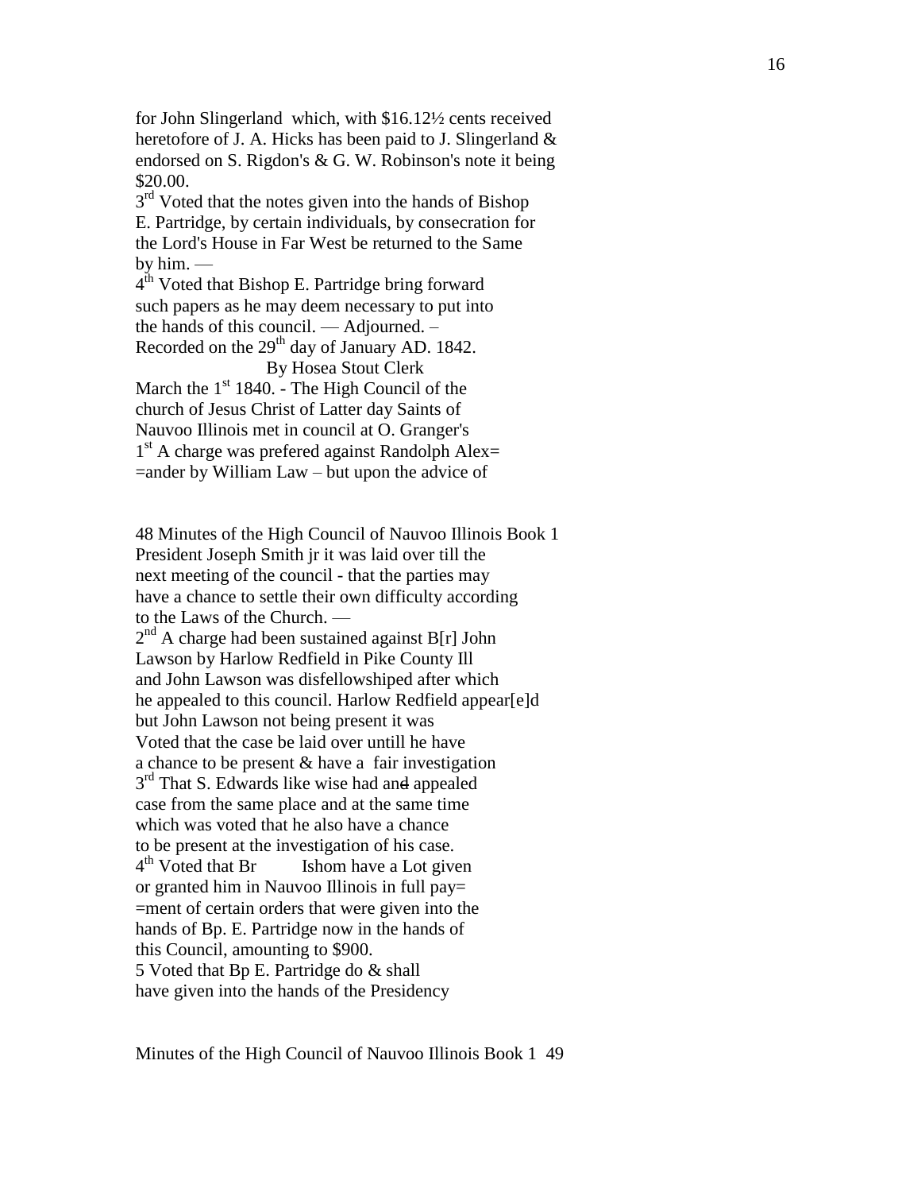for John Slingerland which, with $16.12½ cents received heretofore of J. A. Hicks has been paid to J. Slingerland & endorsed on S. Rigdon's & G. W. Robinson's note it being $20.00.

3rd Voted that the notes given into the hands of Bishop E. Partridge, by certain individuals, by consecration for the Lord's House in Far West be returned to the Same by him. —

4th Voted that Bishop E. Partridge bring forward such papers as he may deem necessary to put into the hands of this council. — Adjourned. –
Recorded on the 29th day of January AD. 1842.
By Hosea Stout Clerk

March the 1st 1840. - The High Council of the church of Jesus Christ of Latter day Saints of Nauvoo Illinois met in council at O. Granger's

1st A charge was prefered against Randolph Alex= =ander by William Law – but upon the advice of

48 Minutes of the High Council of Nauvoo Illinois Book 1

President Joseph Smith jr it was laid over till the next meeting of the council - that the parties may have a chance to settle their own difficulty according to the Laws of the Church. —

2nd A charge had been sustained against B[r] John Lawson by Harlow Redfield in Pike County Ill and John Lawson was disfellowshiped after which he appealed to this council. Harlow Redfield appear[e]d but John Lawson not being present it was Voted that the case be laid over untill he have a chance to be present & have a fair investigation

3rd That S. Edwards like wise had ~~and~~ appealed case from the same place and at the same time which was voted that he also have a chance to be present at the investigation of his case.

4th Voted that Br Ishom have a Lot given or granted him in Nauvoo Illinois in full pay= =ment of certain orders that were given into the hands of Bp. E. Partridge now in the hands of this Council, amounting to $900.

5 Voted that Bp E. Partridge do & shall have given into the hands of the Presidency

Minutes of the High Council of Nauvoo Illinois Book 1 49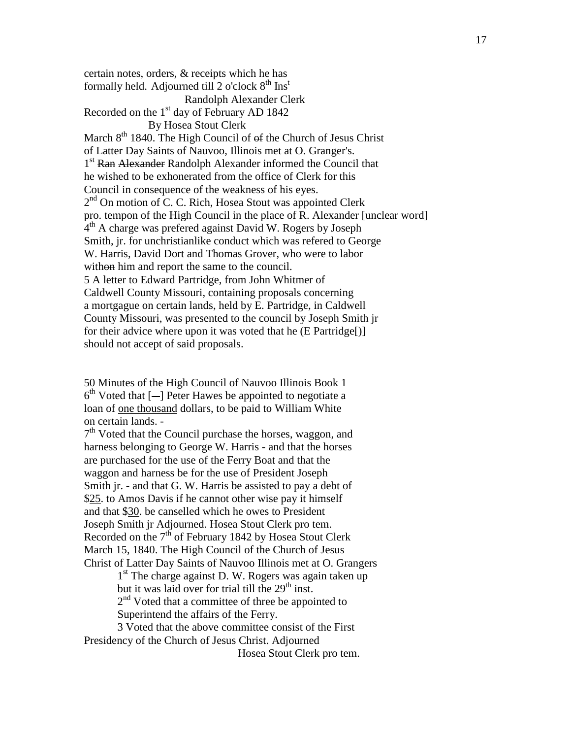certain notes, orders, & receipts which he has
formally held. Adjourned till 2 o'clock 8th Inst
Randolph Alexander Clerk
Recorded on the 1st day of February AD 1842
By Hosea Stout Clerk
March 8th 1840. The High Council of ~~of~~ the Church of Jesus Christ
of Latter Day Saints of Nauvoo, Illinois met at O. Granger's.
1st ~~Ran Alexander~~ Randolph Alexander informed the Council that
he wished to be exhonerated from the office of Clerk for this
Council in consequence of the weakness of his eyes.
2nd On motion of C. C. Rich, Hosea Stout was appointed Clerk
pro. tempon of the High Council in the place of R. Alexander [unclear word]
4th A charge was prefered against David W. Rogers by Joseph
Smith, jr. for unchristianlike conduct which was refered to George
W. Harris, David Dort and Thomas Grover, who were to labor
with~~on~~ him and report the same to the council.
5 A letter to Edward Partridge, from John Whitmer of
Caldwell County Missouri, containing proposals concerning
a mortgague on certain lands, held by E. Partridge, in Caldwell
County Missouri, was presented to the council by Joseph Smith jr
for their advice where upon it was voted that he (E Partridge[)]
should not accept of said proposals.

50 Minutes of the High Council of Nauvoo Illinois Book 1
6th Voted that [—] Peter Hawes be appointed to negotiate a
loan of <u>one thousand</u> dollars, to be paid to William White
on certain lands. -
7th Voted that the Council purchase the horses, waggon, and
harness belonging to George W. Harris - and that the horses
are purchased for the use of the Ferry Boat and that the
waggon and harness be for the use of President Joseph
Smith jr. - and that G. W. Harris be assisted to pay a debt of
$<u>25</u>. to Amos Davis if he cannot other wise pay it himself
and that $<u>30</u>. be canselled which he owes to President
Joseph Smith jr Adjourned. Hosea Stout Clerk pro tem.
Recorded on the 7th of February 1842 by Hosea Stout Clerk
March 15, 1840. The High Council of the Church of Jesus
Christ of Latter Day Saints of Nauvoo Illinois met at O. Grangers
1st The charge against D. W. Rogers was again taken up
but it was laid over for trial till the 29th inst.
2nd Voted that a committee of three be appointed to
Superintend the affairs of the Ferry.
3 Voted that the above committee consist of the First
Presidency of the Church of Jesus Christ. Adjourned
Hosea Stout Clerk pro tem.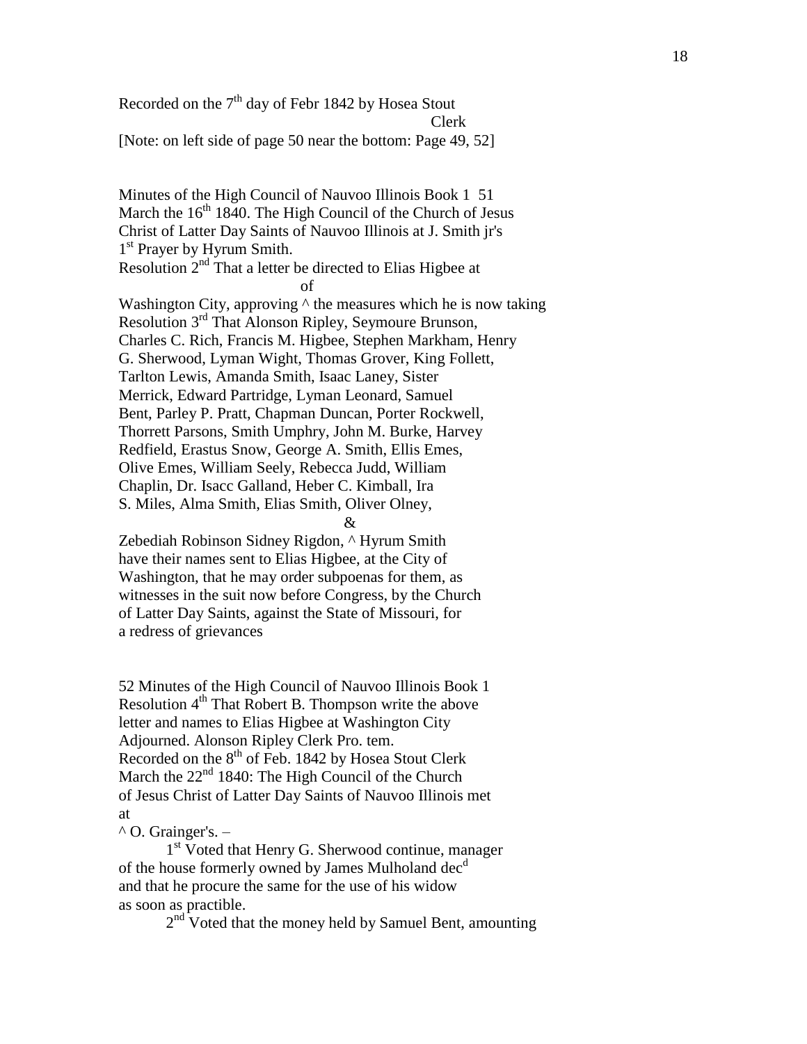Recorded on the 7th day of Febr 1842 by Hosea Stout
Clerk
[Note: on left side of page 50 near the bottom: Page 49, 52]

Minutes of the High Council of Nauvoo Illinois Book 1 51
March the 16th 1840. The High Council of the Church of Jesus Christ of Latter Day Saints of Nauvoo Illinois at J. Smith jr's
1st Prayer by Hyrum Smith.
Resolution 2nd That a letter be directed to Elias Higbee at
of
Washington City, approving ^ the measures which he is now taking
Resolution 3rd That Alonson Ripley, Seymoure Brunson, Charles C. Rich, Francis M. Higbee, Stephen Markham, Henry G. Sherwood, Lyman Wight, Thomas Grover, King Follett, Tarlton Lewis, Amanda Smith, Isaac Laney, Sister Merrick, Edward Partridge, Lyman Leonard, Samuel Bent, Parley P. Pratt, Chapman Duncan, Porter Rockwell, Thorrett Parsons, Smith Umphry, John M. Burke, Harvey Redfield, Erastus Snow, George A. Smith, Ellis Emes, Olive Emes, William Seely, Rebecca Judd, William Chaplin, Dr. Isacc Galland, Heber C. Kimball, Ira S. Miles, Alma Smith, Elias Smith, Oliver Olney,
&
Zebediah Robinson Sidney Rigdon, ^ Hyrum Smith have their names sent to Elias Higbee, at the City of Washington, that he may order subpoenas for them, as witnesses in the suit now before Congress, by the Church of Latter Day Saints, against the State of Missouri, for a redress of grievances

52 Minutes of the High Council of Nauvoo Illinois Book 1
Resolution 4th That Robert B. Thompson write the above letter and names to Elias Higbee at Washington City
Adjourned. Alonson Ripley Clerk Pro. tem.
Recorded on the 8th of Feb. 1842 by Hosea Stout Clerk
March the 22nd 1840: The High Council of the Church of Jesus Christ of Latter Day Saints of Nauvoo Illinois met
at
^ O. Grainger's. –

1st Voted that Henry G. Sherwood continue, manager of the house formerly owned by James Mulholand decd and that he procure the same for the use of his widow as soon as practible.

2nd Voted that the money held by Samuel Bent, amounting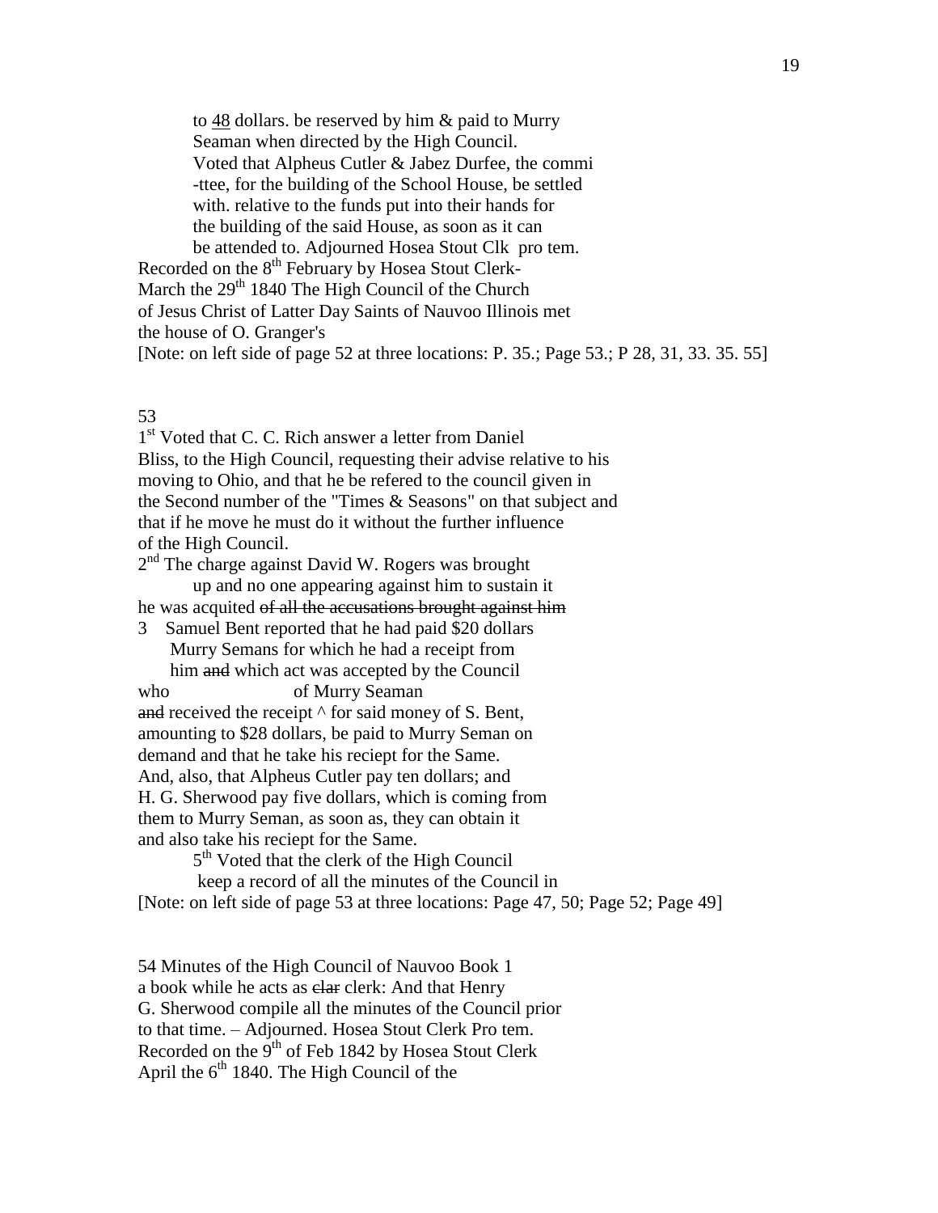to <u>48</u> dollars. be reserved by him & paid to Murry
Seaman when directed by the High Council.
Voted that Alpheus Cutler & Jabez Durfee, the commi
-ttee, for the building of the School House, be settled
with. relative to the funds put into their hands for
the building of the said House, as soon as it can
be attended to. Adjourned Hosea Stout Clk pro tem.

Recorded on the 8th February by Hosea Stout Clerk-
March the 29th 1840 The High Council of the Church
of Jesus Christ of Latter Day Saints of Nauvoo Illinois met
the house of O. Granger's
[Note: on left side of page 52 at three locations: P. 35.; Page 53.; P 28, 31, 33. 35. 55]

53

1st Voted that C. C. Rich answer a letter from Daniel
Bliss, to the High Council, requesting their advise relative to his
moving to Ohio, and that he be refered to the council given in
the Second number of the "Times & Seasons" on that subject and
that if he move he must do it without the further influence
of the High Council.

2nd The charge against David W. Rogers was brought
up and no one appearing against him to sustain it
he was acquited ~~of all the accusations brought against him~~

3 Samuel Bent reported that he had paid $20 dollars
Murry Semans for which he had a receipt from
him ~~and~~ which act was accepted by the Council
who of Murry Seaman
~~and~~ received the receipt ^ for said money of S. Bent,
amounting to $28 dollars, be paid to Murry Seman on
demand and that he take his reciept for the Same.
And, also, that Alpheus Cutler pay ten dollars; and
H. G. Sherwood pay five dollars, which is coming from
them to Murry Seman, as soon as, they can obtain it
and also take his reciept for the Same.

5th Voted that the clerk of the High Council
keep a record of all the minutes of the Council in
[Note: on left side of page 53 at three locations: Page 47, 50; Page 52; Page 49]

54 Minutes of the High Council of Nauvoo Book 1
a book while he acts as ~~clar~~ clerk: And that Henry
G. Sherwood compile all the minutes of the Council prior
to that time. – Adjourned. Hosea Stout Clerk Pro tem.
Recorded on the 9th of Feb 1842 by Hosea Stout Clerk
April the 6th 1840. The High Council of the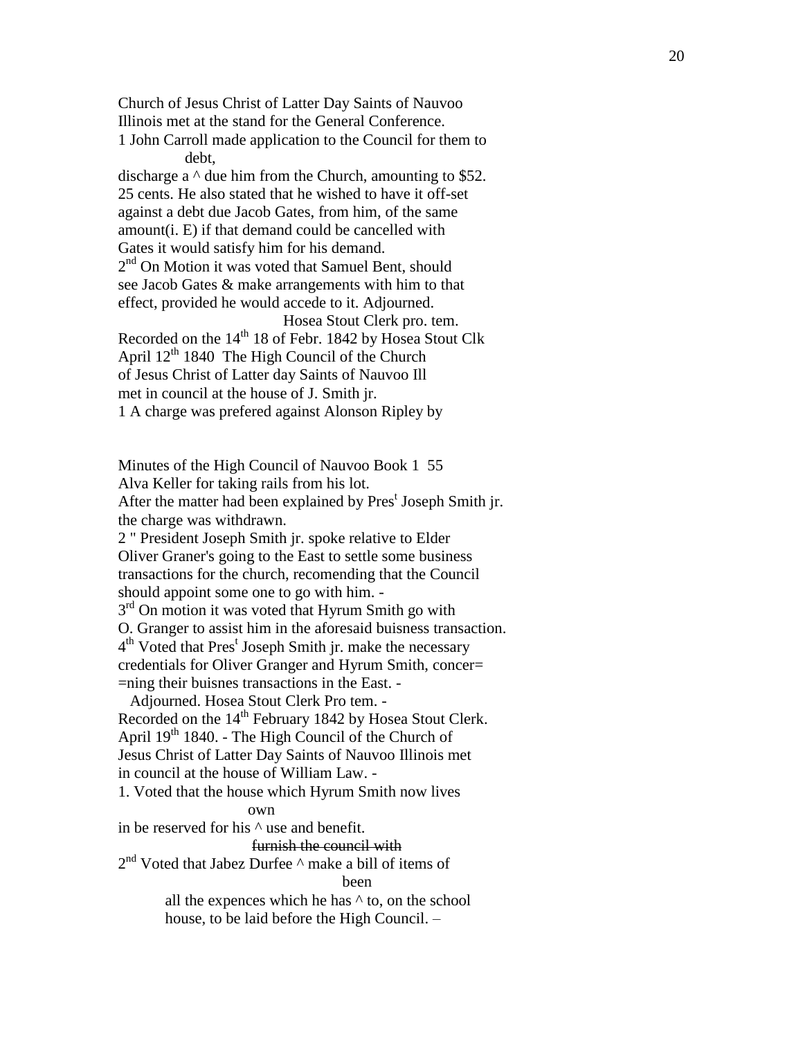Church of Jesus Christ of Latter Day Saints of Nauvoo
Illinois met at the stand for the General Conference.
1 John Carroll made application to the Council for them to
debt,
discharge a ^ due him from the Church, amounting to $52.
25 cents. He also stated that he wished to have it off-set
against a debt due Jacob Gates, from him, of the same
amount(i. E) if that demand could be cancelled with
Gates it would satisfy him for his demand.
2nd On Motion it was voted that Samuel Bent, should
see Jacob Gates & make arrangements with him to that
effect, provided he would accede to it. Adjourned.
Hosea Stout Clerk pro. tem.
Recorded on the 14th 18 of Febr. 1842 by Hosea Stout Clk
April 12th 1840 The High Council of the Church
of Jesus Christ of Latter day Saints of Nauvoo Ill
met in council at the house of J. Smith jr.
1 A charge was prefered against Alonson Ripley by

Minutes of the High Council of Nauvoo Book 1 55
Alva Keller for taking rails from his lot.
After the matter had been explained by Prest Joseph Smith jr.
the charge was withdrawn.
2 " President Joseph Smith jr. spoke relative to Elder
Oliver Graner's going to the East to settle some business
transactions for the church, recomending that the Council
should appoint some one to go with him. -
3rd On motion it was voted that Hyrum Smith go with
O. Granger to assist him in the aforesaid buisness transaction.
4th Voted that Prest Joseph Smith jr. make the necessary
credentials for Oliver Granger and Hyrum Smith, concer=
=ning their buisnes transactions in the East. -
Adjourned. Hosea Stout Clerk Pro tem. -
Recorded on the 14th February 1842 by Hosea Stout Clerk.
April 19th 1840. - The High Council of the Church of
Jesus Christ of Latter Day Saints of Nauvoo Illinois met
in council at the house of William Law. -
1. Voted that the house which Hyrum Smith now lives
own
in be reserved for his ^ use and benefit.
~~furnish the council with~~
2nd Voted that Jabez Durfee ^ make a bill of items of
been
all the expences which he has ^ to, on the school
house, to be laid before the High Council. –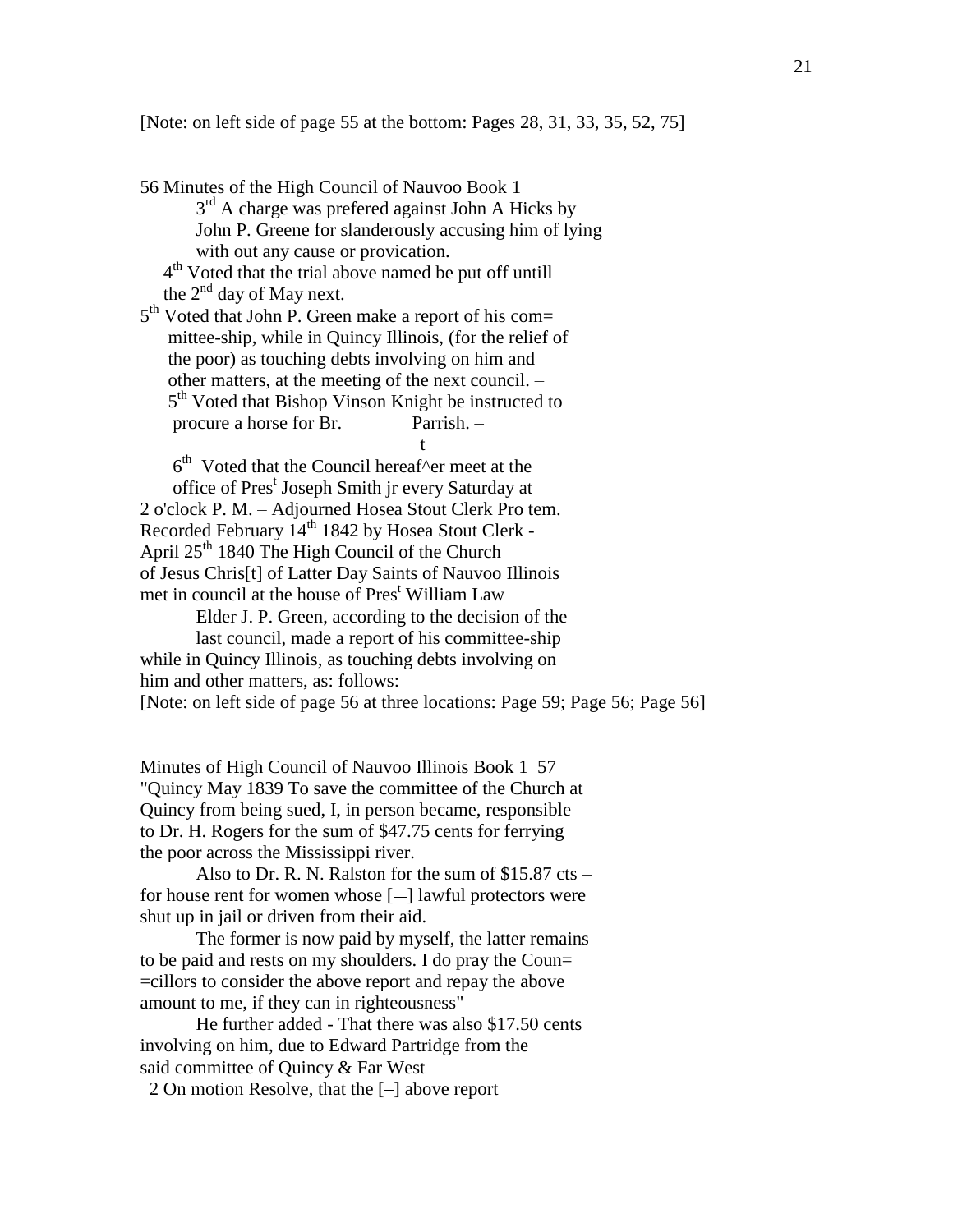[Note: on left side of page 55 at the bottom: Pages 28, 31, 33, 35, 52, 75]

56 Minutes of the High Council of Nauvoo Book 1

3rd A charge was prefered against John A Hicks by John P. Greene for slanderously accusing him of lying with out any cause or provication.

4th Voted that the trial above named be put off untill the 2nd day of May next.

5th Voted that John P. Green make a report of his com= mittee-ship, while in Quincy Illinois, (for the relief of the poor) as touching debts involving on him and other matters, at the meeting of the next council. –

5th Voted that Bishop Vinson Knight be instructed to procure a horse for Br.            Parrish. –

6th  Voted that the Council hereaf^t^er meet at the office of Pres^t Joseph Smith jr every Saturday at 2 o'clock P. M. – Adjourned Hosea Stout Clerk Pro tem.

Recorded February 14th 1842 by Hosea Stout Clerk -

April 25th 1840 The High Council of the Church of Jesus Chris[t] of Latter Day Saints of Nauvoo Illinois met in council at the house of Pres^t William Law

Elder J. P. Green, according to the decision of the last council, made a report of his committee-ship while in Quincy Illinois, as touching debts involving on him and other matters, as: follows:

[Note: on left side of page 56 at three locations: Page 59; Page 56; Page 56]

Minutes of High Council of Nauvoo Illinois Book 1  57

"Quincy May 1839 To save the committee of the Church at Quincy from being sued, I, in person became, responsible to Dr. H. Rogers for the sum of $47.75 cents for ferrying the poor across the Mississippi river.

Also to Dr. R. N. Ralston for the sum of $15.87 cts – for house rent for women whose [—] lawful protectors were shut up in jail or driven from their aid.

The former is now paid by myself, the latter remains to be paid and rests on my shoulders. I do pray the Coun= =cillors to consider the above report and repay the above amount to me, if they can in righteousness"

He further added - That there was also $17.50 cents involving on him, due to Edward Partridge from the said committee of Quincy & Far West

2 On motion Resolve, that the [–] above report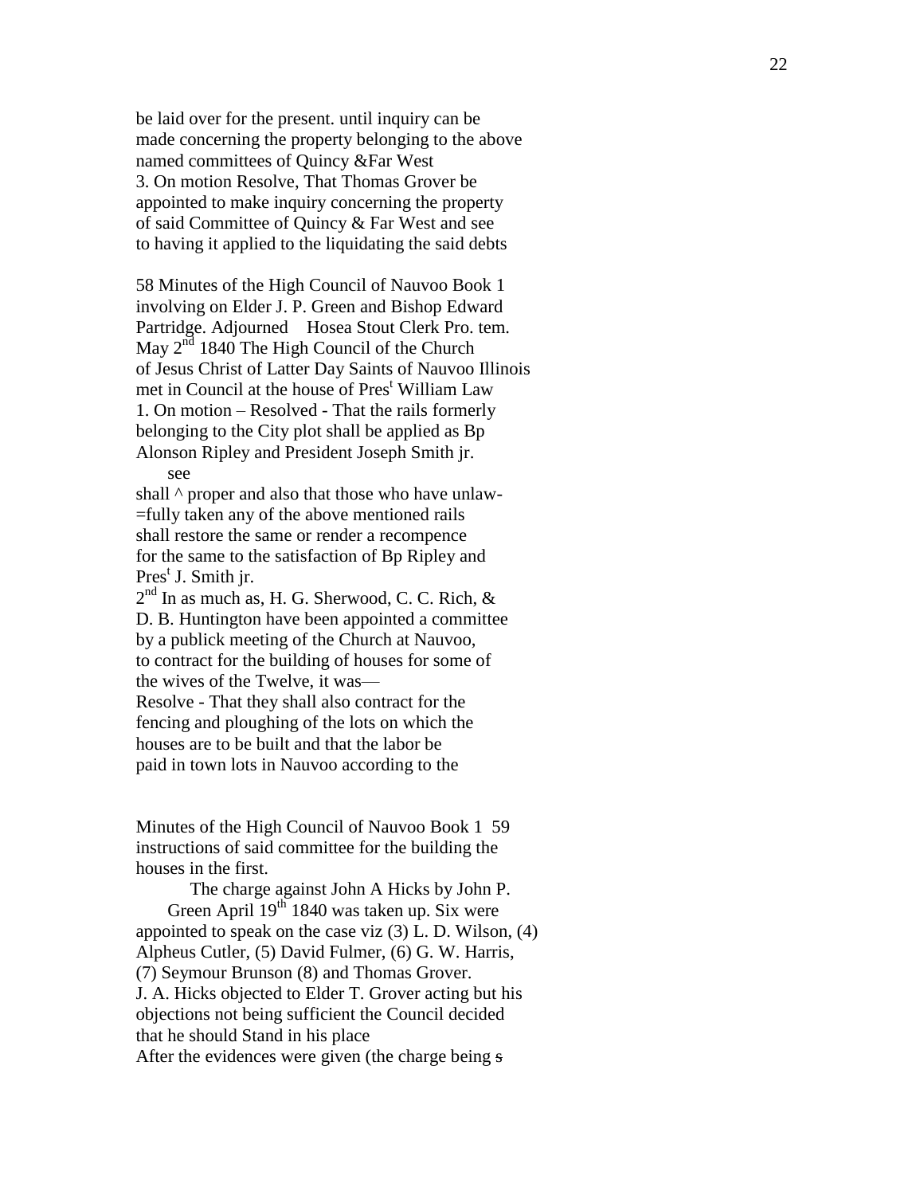be laid over for the present. until inquiry can be
made concerning the property belonging to the above
named committees of Quincy &Far West
3. On motion Resolve, That Thomas Grover be
appointed to make inquiry concerning the property
of said Committee of Quincy & Far West and see
to having it applied to the liquidating the said debts

58 Minutes of the High Council of Nauvoo Book 1
involving on Elder J. P. Green and Bishop Edward
Partridge. Adjourned Hosea Stout Clerk Pro. tem.
May 2nd 1840 The High Council of the Church
of Jesus Christ of Latter Day Saints of Nauvoo Illinois
met in Council at the house of Prest William Law
1. On motion – Resolved - That the rails formerly
belonging to the City plot shall be applied as Bp
Alonson Ripley and President Joseph Smith jr.
see
shall ^ proper and also that those who have unlaw-
=fully taken any of the above mentioned rails
shall restore the same or render a recompence
for the same to the satisfaction of Bp Ripley and
Prest J. Smith jr.
2nd In as much as, H. G. Sherwood, C. C. Rich, &
D. B. Huntington have been appointed a committee
by a publick meeting of the Church at Nauvoo,
to contract for the building of houses for some of
the wives of the Twelve, it was—
Resolve - That they shall also contract for the
fencing and ploughing of the lots on which the
houses are to be built and that the labor be
paid in town lots in Nauvoo according to the

Minutes of the High Council of Nauvoo Book 1 59
instructions of said committee for the building the
houses in the first.

The charge against John A Hicks by John P.
Green April 19th 1840 was taken up. Six were
appointed to speak on the case viz (3) L. D. Wilson, (4)
Alpheus Cutler, (5) David Fulmer, (6) G. W. Harris,
(7) Seymour Brunson (8) and Thomas Grover.
J. A. Hicks objected to Elder T. Grover acting but his
objections not being sufficient the Council decided
that he should Stand in his place
After the evidences were given (the charge being ~~s~~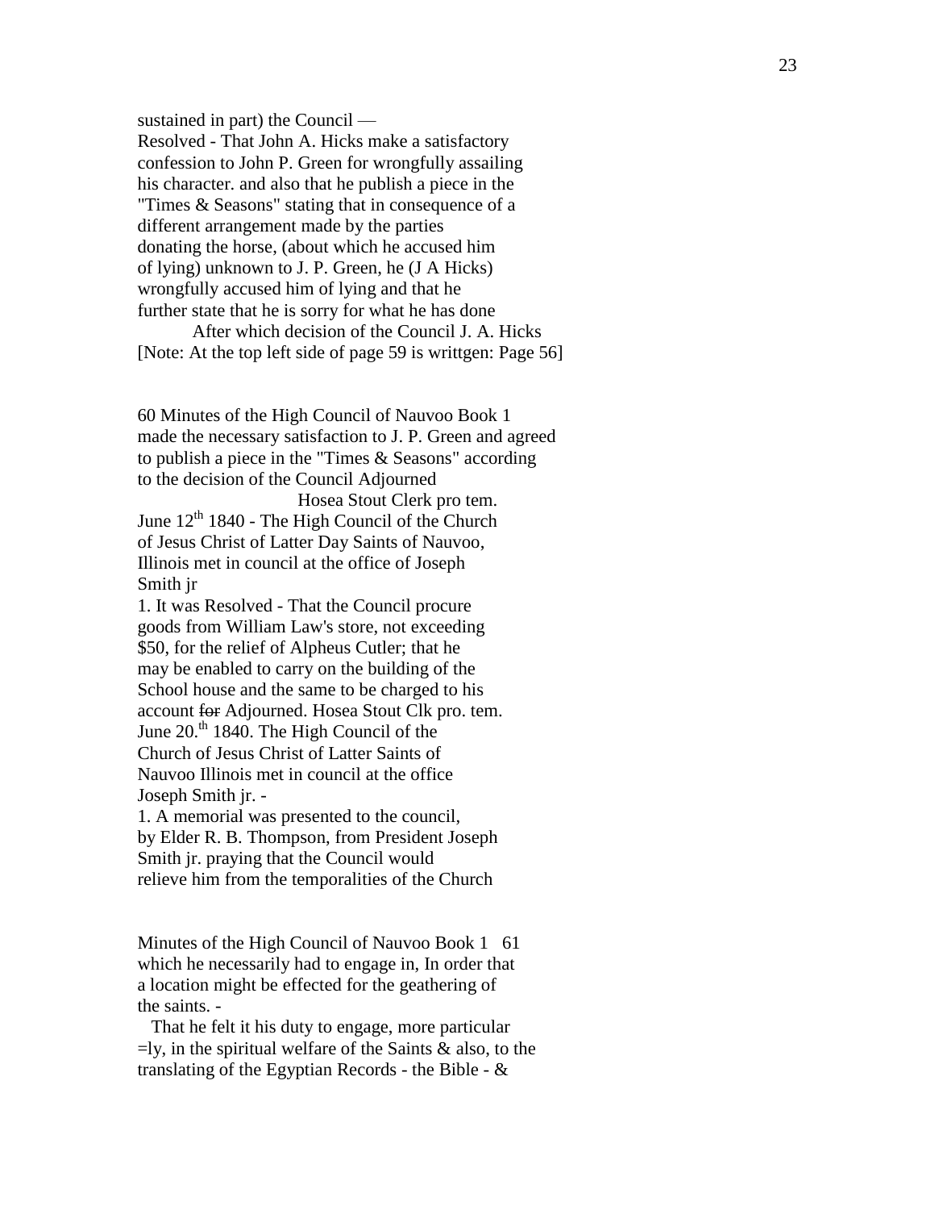sustained in part) the Council —
Resolved - That John A. Hicks make a satisfactory confession to John P. Green for wrongfully assailing his character. and also that he publish a piece in the "Times & Seasons" stating that in consequence of a different arrangement made by the parties donating the horse, (about which he accused him of lying) unknown to J. P. Green, he (J A Hicks) wrongfully accused him of lying and that he further state that he is sorry for what he has done

After which decision of the Council J. A. Hicks
[Note: At the top left side of page 59 is writtgen: Page 56]

60 Minutes of the High Council of Nauvoo Book 1
made the necessary satisfaction to J. P. Green and agreed to publish a piece in the "Times & Seasons" according to the decision of the Council Adjourned

Hosea Stout Clerk pro tem.

June 12th 1840 - The High Council of the Church of Jesus Christ of Latter Day Saints of Nauvoo, Illinois met in council at the office of Joseph Smith jr

1. It was Resolved - That the Council procure goods from William Law's store, not exceeding $50, for the relief of Alpheus Cutler; that he may be enabled to carry on the building of the School house and the same to be charged to his account ~~for~~ Adjourned. Hosea Stout Clk pro. tem.

June 20.th 1840. The High Council of the Church of Jesus Christ of Latter Saints of Nauvoo Illinois met in council at the office Joseph Smith jr. -

1. A memorial was presented to the council, by Elder R. B. Thompson, from President Joseph Smith jr. praying that the Council would relieve him from the temporalities of the Church

Minutes of the High Council of Nauvoo Book 1 61
which he necessarily had to engage in, In order that a location might be effected for the geathering of the saints. -

That he felt it his duty to engage, more particular =ly, in the spiritual welfare of the Saints & also, to the translating of the Egyptian Records - the Bible - &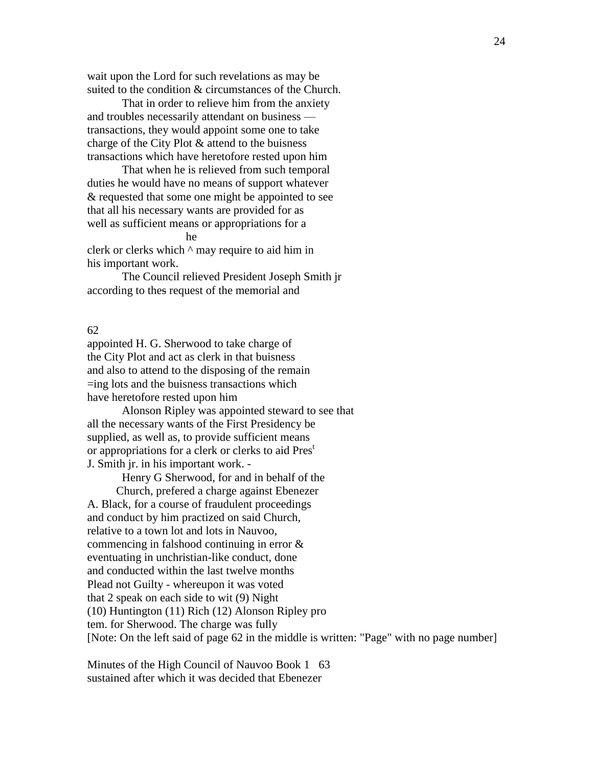wait upon the Lord for such revelations as may be
suited to the condition & circumstances of the Church.

That in order to relieve him from the anxiety
and troubles necessarily attendant on business —
transactions, they would appoint some one to take
charge of the City Plot & attend to the buisness
transactions which have heretofore rested upon him

That when he is relieved from such temporal
duties he would have no means of support whatever
& requested that some one might be appointed to see
that all his necessary wants are provided for as
well as sufficient means or appropriations for a
he
clerk or clerks which ^ may require to aid him in
his important work.

The Council relieved President Joseph Smith jr
according to thes request of the memorial and

62
appointed H. G. Sherwood to take charge of
the City Plot and act as clerk in that buisness
and also to attend to the disposing of the remain
=ing lots and the buisness transactions which
have heretofore rested upon him

Alonson Ripley was appointed steward to see that
all the necessary wants of the First Presidency be
supplied, as well as, to provide sufficient means
or appropriations for a clerk or clerks to aid Pres[t]
J. Smith jr. in his important work. -

Henry G Sherwood, for and in behalf of the
Church, prefered a charge against Ebenezer
A. Black, for a course of fraudulent proceedings
and conduct by him practized on said Church,
relative to a town lot and lots in Nauvoo,
commencing in falshood continuing in error &
eventuating in unchristian-like conduct, done
and conducted within the last twelve months
Plead not Guilty - whereupon it was voted
that 2 speak on each side to wit (9) Night
(10) Huntington (11) Rich (12) Alonson Ripley pro
tem. for Sherwood. The charge was fully
[Note: On the left said of page 62 in the middle is written: "Page" with no page number]

Minutes of the High Council of Nauvoo Book 1 63
sustained after which it was decided that Ebenezer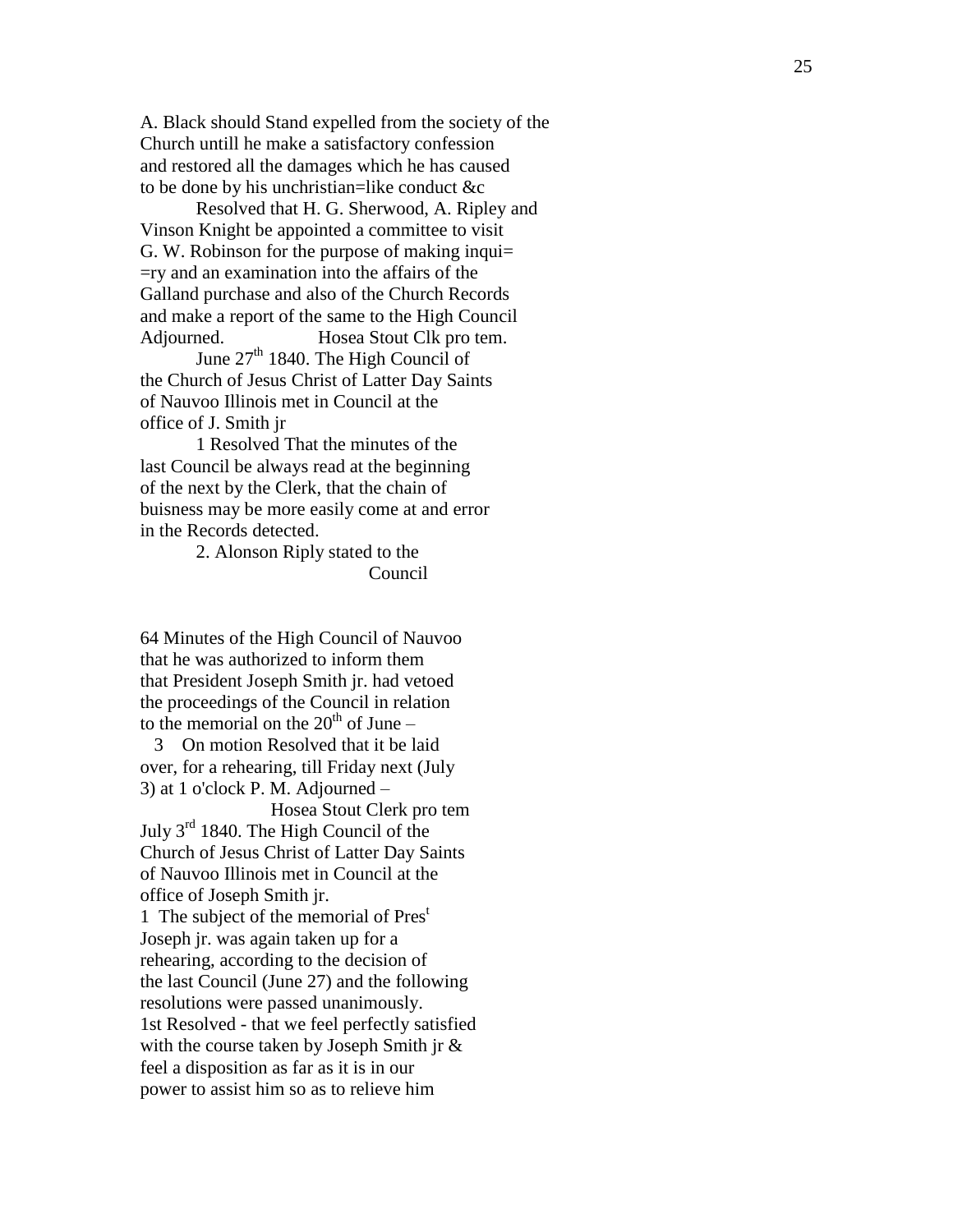A. Black should Stand expelled from the society of the Church untill he make a satisfactory confession and restored all the damages which he has caused to be done by his unchristian=like conduct &c

Resolved that H. G. Sherwood, A. Ripley and Vinson Knight be appointed a committee to visit G. W. Robinson for the purpose of making inqui= =ry and an examination into the affairs of the Galland purchase and also of the Church Records and make a report of the same to the High Council Adjourned. Hosea Stout Clk pro tem.

June 27th 1840. The High Council of the Church of Jesus Christ of Latter Day Saints of Nauvoo Illinois met in Council at the office of J. Smith jr

1 Resolved That the minutes of the last Council be always read at the beginning of the next by the Clerk, that the chain of buisness may be more easily come at and error in the Records detected.

2. Alonson Riply stated to the Council

64 Minutes of the High Council of Nauvoo

that he was authorized to inform them that President Joseph Smith jr. had vetoed the proceedings of the Council in relation to the memorial on the 20th of June –

3 On motion Resolved that it be laid over, for a rehearing, till Friday next (July 3) at 1 o'clock P. M. Adjourned –

Hosea Stout Clerk pro tem

July 3rd 1840. The High Council of the Church of Jesus Christ of Latter Day Saints of Nauvoo Illinois met in Council at the office of Joseph Smith jr.

1 The subject of the memorial of Prest Joseph jr. was again taken up for a rehearing, according to the decision of the last Council (June 27) and the following resolutions were passed unanimously.

1st Resolved - that we feel perfectly satisfied with the course taken by Joseph Smith jr & feel a disposition as far as it is in our power to assist him so as to relieve him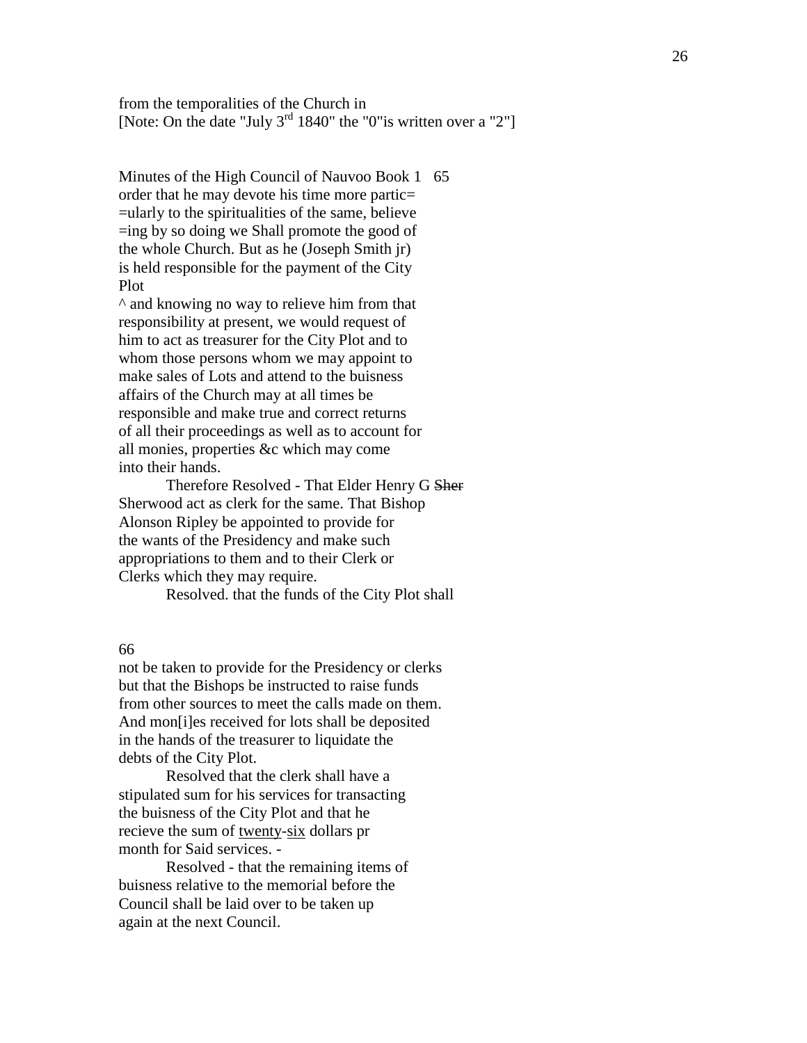from the temporalities of the Church in
[Note: On the date "July 3rd 1840" the "0"is written over a "2"]

Minutes of the High Council of Nauvoo Book 1 65
order that he may devote his time more partic=
=ularly to the spiritualities of the same, believe
=ing by so doing we Shall promote the good of
the whole Church. But as he (Joseph Smith jr)
is held responsible for the payment of the City
Plot
^ and knowing no way to relieve him from that
responsibility at present, we would request of
him to act as treasurer for the City Plot and to
whom those persons whom we may appoint to
make sales of Lots and attend to the buisness
affairs of the Church may at all times be
responsible and make true and correct returns
of all their proceedings as well as to account for
all monies, properties &c which may come
into their hands.

Therefore Resolved - That Elder Henry G ~~Sher~~
Sherwood act as clerk for the same. That Bishop
Alonson Ripley be appointed to provide for
the wants of the Presidency and make such
appropriations to them and to their Clerk or
Clerks which they may require.

Resolved. that the funds of the City Plot shall

66
not be taken to provide for the Presidency or clerks
but that the Bishops be instructed to raise funds
from other sources to meet the calls made on them.
And mon[i]es received for lots shall be deposited
in the hands of the treasurer to liquidate the
debts of the City Plot.

Resolved that the clerk shall have a
stipulated sum for his services for transacting
the buisness of the City Plot and that he
recieve the sum of <u>twenty</u>-<u>six</u> dollars pr
month for Said services. -

Resolved - that the remaining items of
buisness relative to the memorial before the
Council shall be laid over to be taken up
again at the next Council.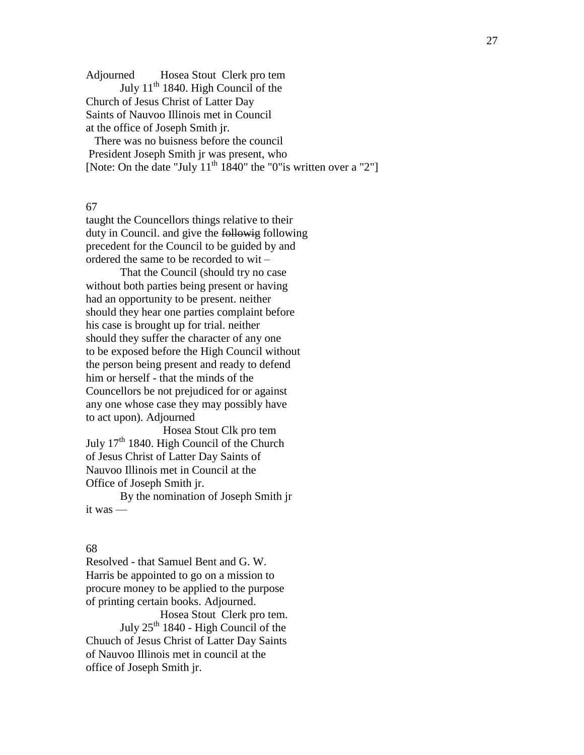Adjourned Hosea Stout Clerk pro tem

July 11th 1840. High Council of the Church of Jesus Christ of Latter Day Saints of Nauvoo Illinois met in Council at the office of Joseph Smith jr.

There was no buisness before the council President Joseph Smith jr was present, who

[Note: On the date "July 11th 1840" the "0"is written over a "2"]

67

taught the Councellors things relative to their duty in Council. and give the ~~followig~~ following precedent for the Council to be guided by and ordered the same to be recorded to wit –

That the Council (should try no case without both parties being present or having had an opportunity to be present. neither should they hear one parties complaint before his case is brought up for trial. neither should they suffer the character of any one to be exposed before the High Council without the person being present and ready to defend him or herself - that the minds of the Councellors be not prejudiced for or against any one whose case they may possibly have to act upon). Adjourned

Hosea Stout Clk pro tem

July 17th 1840. High Council of the Church of Jesus Christ of Latter Day Saints of Nauvoo Illinois met in Council at the Office of Joseph Smith jr.

By the nomination of Joseph Smith jr it was —

68

Resolved - that Samuel Bent and G. W. Harris be appointed to go on a mission to procure money to be applied to the purpose of printing certain books. Adjourned.

Hosea Stout Clerk pro tem.

July 25th 1840 - High Council of the Chuuch of Jesus Christ of Latter Day Saints of Nauvoo Illinois met in council at the office of Joseph Smith jr.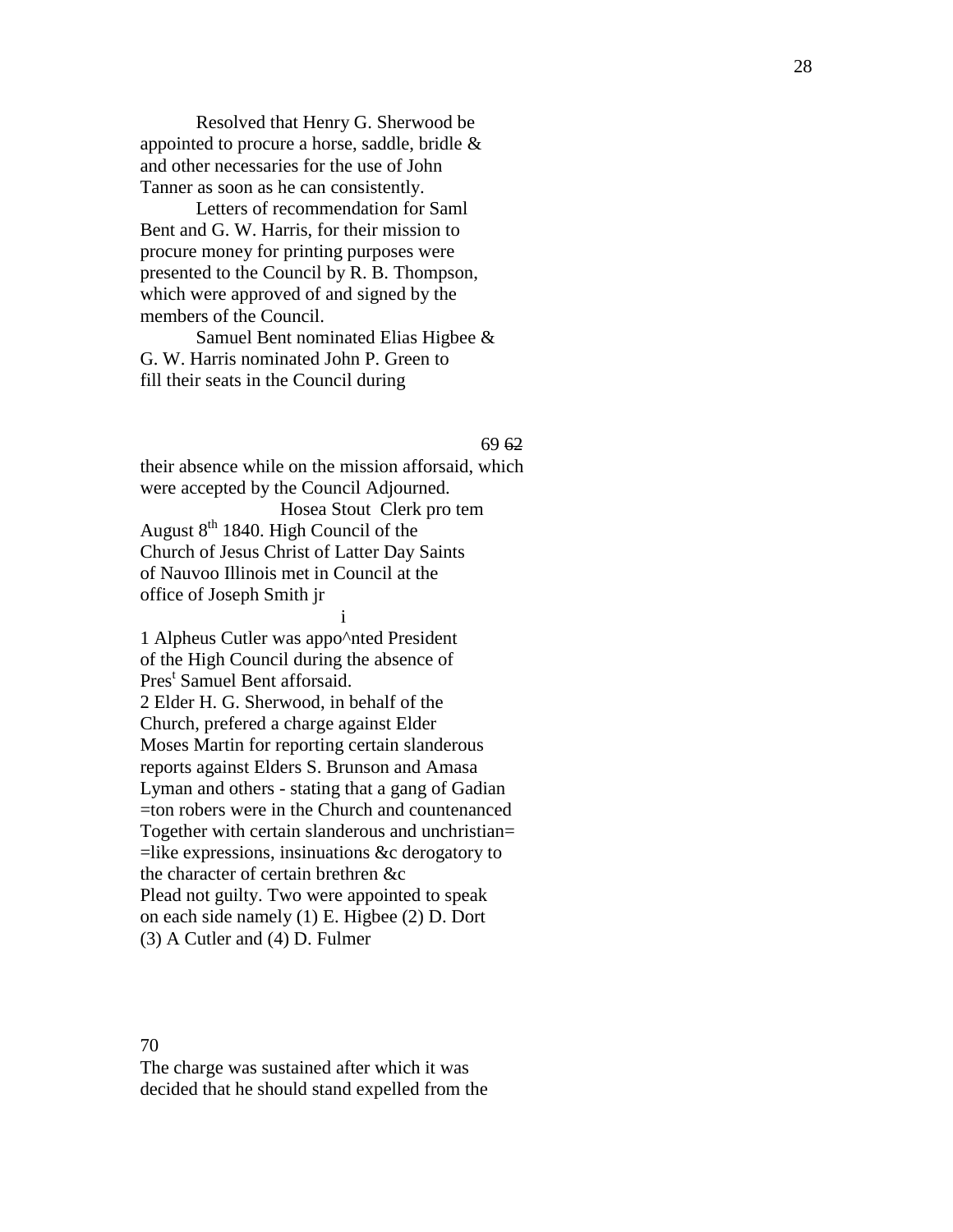Resolved that Henry G. Sherwood be appointed to procure a horse, saddle, bridle & and other necessaries for the use of John Tanner as soon as he can consistently.

Letters of recommendation for Saml Bent and G. W. Harris, for their mission to procure money for printing purposes were presented to the Council by R. B. Thompson, which were approved of and signed by the members of the Council.

Samuel Bent nominated Elias Higbee & G. W. Harris nominated John P. Green to fill their seats in the Council during

69 ~~62~~

their absence while on the mission afforsaid, which were accepted by the Council Adjourned.

Hosea Stout Clerk pro tem

August 8th 1840. High Council of the Church of Jesus Christ of Latter Day Saints of Nauvoo Illinois met in Council at the office of Joseph Smith jr

i

1 Alpheus Cutler was appo^nted President of the High Council during the absence of Prest Samuel Bent afforsaid.

2 Elder H. G. Sherwood, in behalf of the Church, prefered a charge against Elder Moses Martin for reporting certain slanderous reports against Elders S. Brunson and Amasa Lyman and others - stating that a gang of Gadian =ton robers were in the Church and countenanced Together with certain slanderous and unchristian= =like expressions, insinuations &c derogatory to the character of certain brethren &c

Plead not guilty. Two were appointed to speak on each side namely (1) E. Higbee (2) D. Dort (3) A Cutler and (4) D. Fulmer

70

The charge was sustained after which it was decided that he should stand expelled from the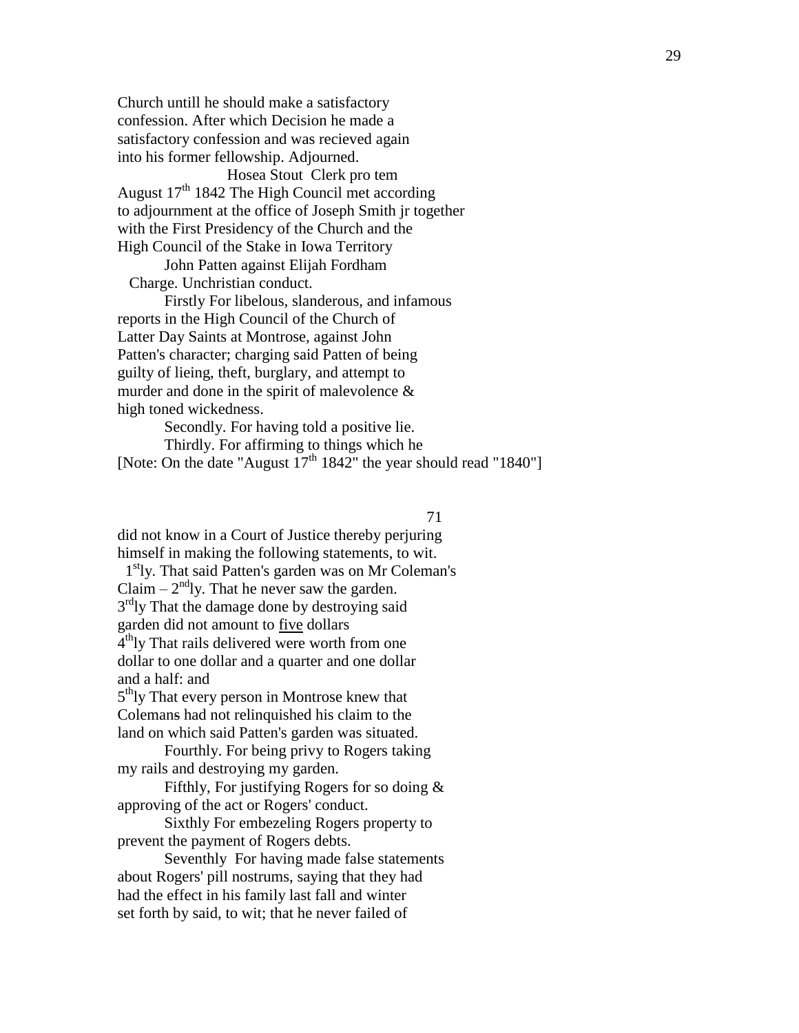Church untill he should make a satisfactory
confession. After which Decision he made a
satisfactory confession and was recieved again
into his former fellowship. Adjourned.

Hosea Stout Clerk pro tem

August 17th 1842 The High Council met according
to adjournment at the office of Joseph Smith jr together
with the First Presidency of the Church and the
High Council of the Stake in Iowa Territory

John Patten against Elijah Fordham

Charge. Unchristian conduct.

Firstly For libelous, slanderous, and infamous
reports in the High Council of the Church of
Latter Day Saints at Montrose, against John
Patten's character; charging said Patten of being
guilty of lieing, theft, burglary, and attempt to
murder and done in the spirit of malevolence &
high toned wickedness.

Secondly. For having told a positive lie.

Thirdly. For affirming to things which he

[Note: On the date "August 17th 1842" the year should read "1840"]

71

did not know in a Court of Justice thereby perjuring
himself in making the following statements, to wit.

1stly. That said Patten's garden was on Mr Coleman's
Claim – 2ndly. That he never saw the garden.
3rdly That the damage done by destroying said
garden did not amount to <u>five</u> dollars
4thly That rails delivered were worth from one
dollar to one dollar and a quarter and one dollar
and a half: and
5thly That every person in Montrose knew that
Colemans had not relinquished his claim to the
land on which said Patten's garden was situated.

Fourthly. For being privy to Rogers taking
my rails and destroying my garden.

Fifthly, For justifying Rogers for so doing &
approving of the act or Rogers' conduct.

Sixthly For embezeling Rogers property to
prevent the payment of Rogers debts.

Seventhly For having made false statements
about Rogers' pill nostrums, saying that they had
had the effect in his family last fall and winter
set forth by said, to wit; that he never failed of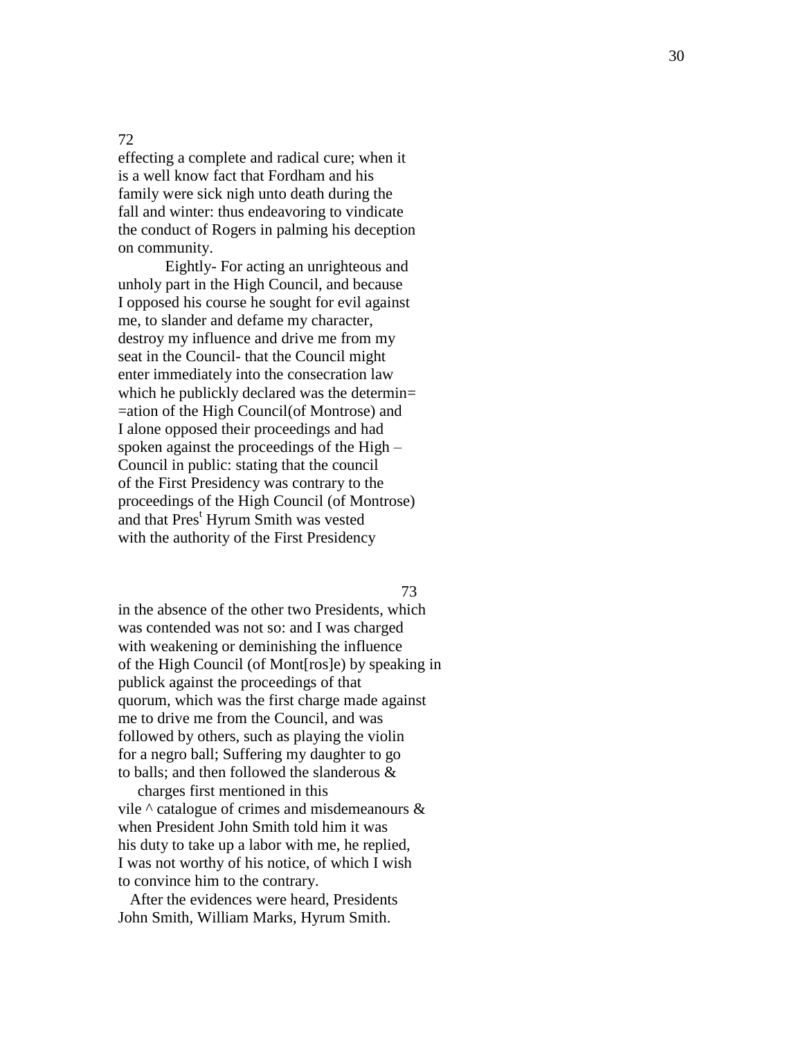72

effecting a complete and radical cure; when it is a well know fact that Fordham and his family were sick nigh unto death during the fall and winter: thus endeavoring to vindicate the conduct of Rogers in palming his deception on community.

Eightly- For acting an unrighteous and unholy part in the High Council, and because I opposed his course he sought for evil against me, to slander and defame my character, destroy my influence and drive me from my seat in the Council- that the Council might enter immediately into the consecration law which he publickly declared was the determin= =ation of the High Council(of Montrose) and I alone opposed their proceedings and had spoken against the proceedings of the High – Council in public: stating that the council of the First Presidency was contrary to the proceedings of the High Council (of Montrose) and that Pres[t] Hyrum Smith was vested with the authority of the First Presidency

73

in the absence of the other two Presidents, which was contended was not so: and I was charged with weakening or deminishing the influence of the High Council (of Mont[ros]e) by speaking in publick against the proceedings of that quorum, which was the first charge made against me to drive me from the Council, and was followed by others, such as playing the violin for a negro ball; Suffering my daughter to go to balls; and then followed the slanderous & charges first mentioned in this vile ^ catalogue of crimes and misdemeanours & when President John Smith told him it was his duty to take up a labor with me, he replied, I was not worthy of his notice, of which I wish to convince him to the contrary.

After the evidences were heard, Presidents John Smith, William Marks, Hyrum Smith.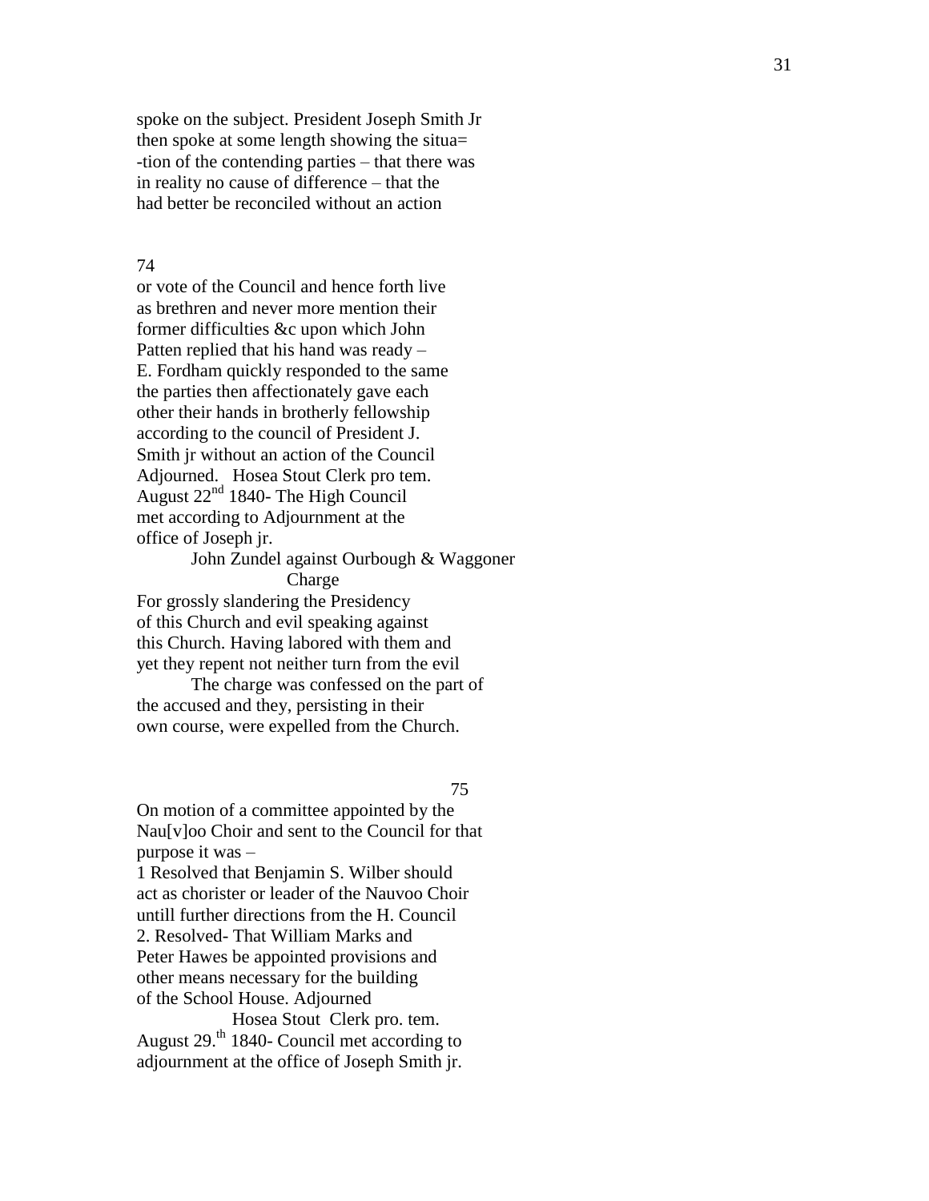spoke on the subject. President Joseph Smith Jr
then spoke at some length showing the situa=
-tion of the contending parties – that there was
in reality no cause of difference – that the
had better be reconciled without an action

74

or vote of the Council and hence forth live
as brethren and never more mention their
former difficulties &c upon which John
Patten replied that his hand was ready –
E. Fordham quickly responded to the same
the parties then affectionately gave each
other their hands in brotherly fellowship
according to the council of President J.
Smith jr without an action of the Council
Adjourned. Hosea Stout Clerk pro tem.
August 22nd 1840- The High Council
met according to Adjournment at the
office of Joseph jr.

John Zundel against Ourbough & Waggoner
Charge

For grossly slandering the Presidency
of this Church and evil speaking against
this Church. Having labored with them and
yet they repent not neither turn from the evil

The charge was confessed on the part of
the accused and they, persisting in their
own course, were expelled from the Church.

75

On motion of a committee appointed by the
Nau[v]oo Choir and sent to the Council for that
purpose it was –
1 Resolved that Benjamin S. Wilber should
act as chorister or leader of the Nauvoo Choir
untill further directions from the H. Council
2. Resolved- That William Marks and
Peter Hawes be appointed provisions and
other means necessary for the building
of the School House. Adjourned

Hosea Stout Clerk pro. tem.

August 29.th 1840- Council met according to
adjournment at the office of Joseph Smith jr.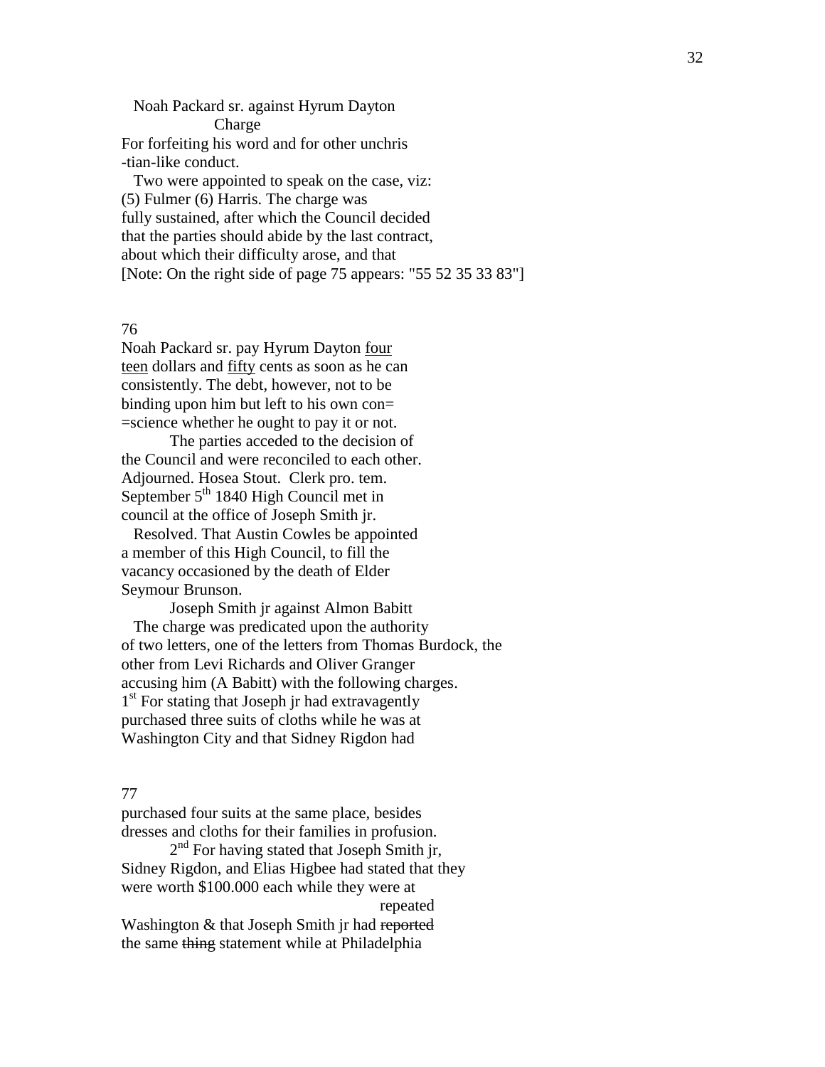Noah Packard sr. against Hyrum Dayton
Charge
For forfeiting his word and for other unchris
-tian-like conduct.

Two were appointed to speak on the case, viz:
(5) Fulmer (6) Harris. The charge was
fully sustained, after which the Council decided
that the parties should abide by the last contract,
about which their difficulty arose, and that
[Note: On the right side of page 75 appears: "55 52 35 33 83"]

76

Noah Packard sr. pay Hyrum Dayton <u>four</u>
<u>teen</u> dollars and <u>fifty</u> cents as soon as he can
consistently. The debt, however, not to be
binding upon him but left to his own con=
=science whether he ought to pay it or not.

The parties acceded to the decision of
the Council and were reconciled to each other.
Adjourned. Hosea Stout. Clerk pro. tem.
September 5th 1840 High Council met in
council at the office of Joseph Smith jr.

Resolved. That Austin Cowles be appointed
a member of this High Council, to fill the
vacancy occasioned by the death of Elder
Seymour Brunson.

Joseph Smith jr against Almon Babitt

The charge was predicated upon the authority
of two letters, one of the letters from Thomas Burdock, the
other from Levi Richards and Oliver Granger
accusing him (A Babitt) with the following charges.
1st For stating that Joseph jr had extravagently
purchased three suits of cloths while he was at
Washington City and that Sidney Rigdon had

77

purchased four suits at the same place, besides
dresses and cloths for their families in profusion.

2nd For having stated that Joseph Smith jr,
Sidney Rigdon, and Elias Higbee had stated that they
were worth $100.000 each while they were at
repeated
Washington & that Joseph Smith jr had ~~reported~~
the same ~~thing~~ statement while at Philadelphia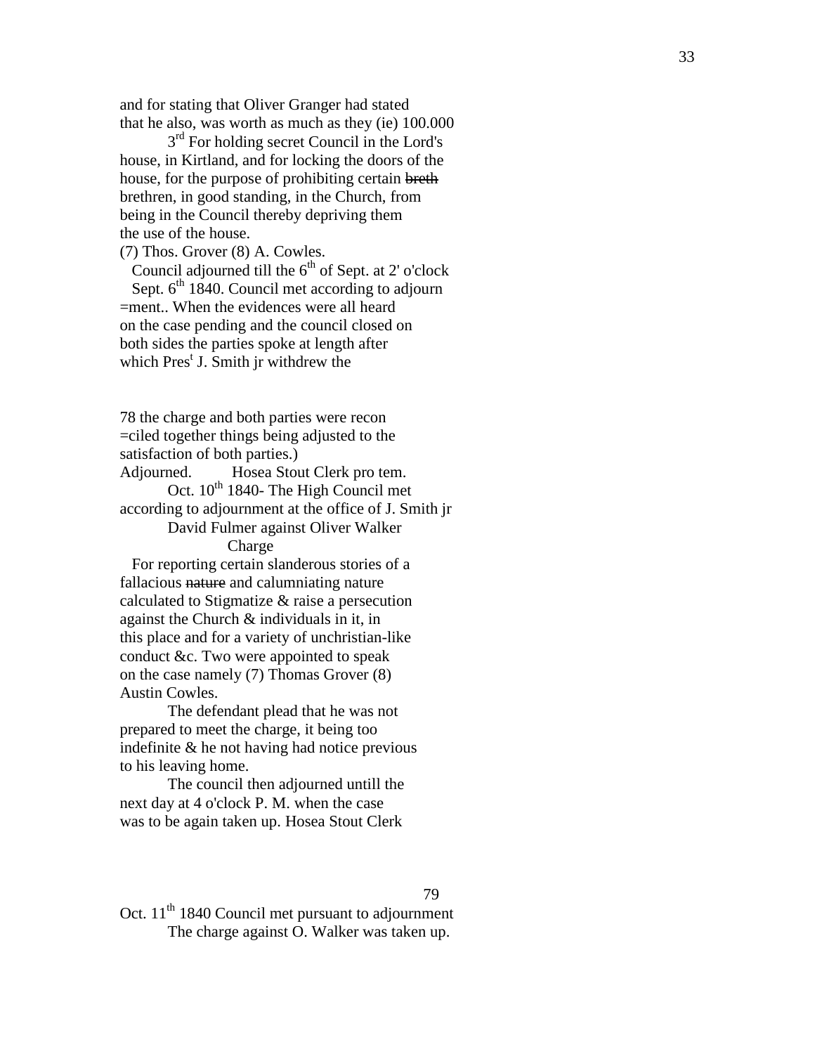and for stating that Oliver Granger had stated
that he also, was worth as much as they (ie) 100.000

3rd For holding secret Council in the Lord's
house, in Kirtland, and for locking the doors of the
house, for the purpose of prohibiting certain ~~breth~~
brethren, in good standing, in the Church, from
being in the Council thereby depriving them
the use of the house.

(7) Thos. Grover (8) A. Cowles.

Council adjourned till the 6th of Sept. at 2' o'clock

Sept. 6th 1840. Council met according to adjourn
=ment.. When the evidences were all heard
on the case pending and the council closed on
both sides the parties spoke at length after
which Prest J. Smith jr withdrew the

78 the charge and both parties were recon
=ciled together things being adjusted to the
satisfaction of both parties.)

Adjourned. Hosea Stout Clerk pro tem.

Oct. 10th 1840- The High Council met
according to adjournment at the office of J. Smith jr

David Fulmer against Oliver Walker

Charge

For reporting certain slanderous stories of a
fallacious ~~nature~~ and calumniating nature
calculated to Stigmatize & raise a persecution
against the Church & individuals in it, in
this place and for a variety of unchristian-like
conduct &c. Two were appointed to speak
on the case namely (7) Thomas Grover (8)
Austin Cowles.

The defendant plead that he was not
prepared to meet the charge, it being too
indefinite & he not having had notice previous
to his leaving home.

The council then adjourned untill the
next day at 4 o'clock P. M. when the case
was to be again taken up. Hosea Stout Clerk

79

Oct. 11th 1840 Council met pursuant to adjournment

The charge against O. Walker was taken up.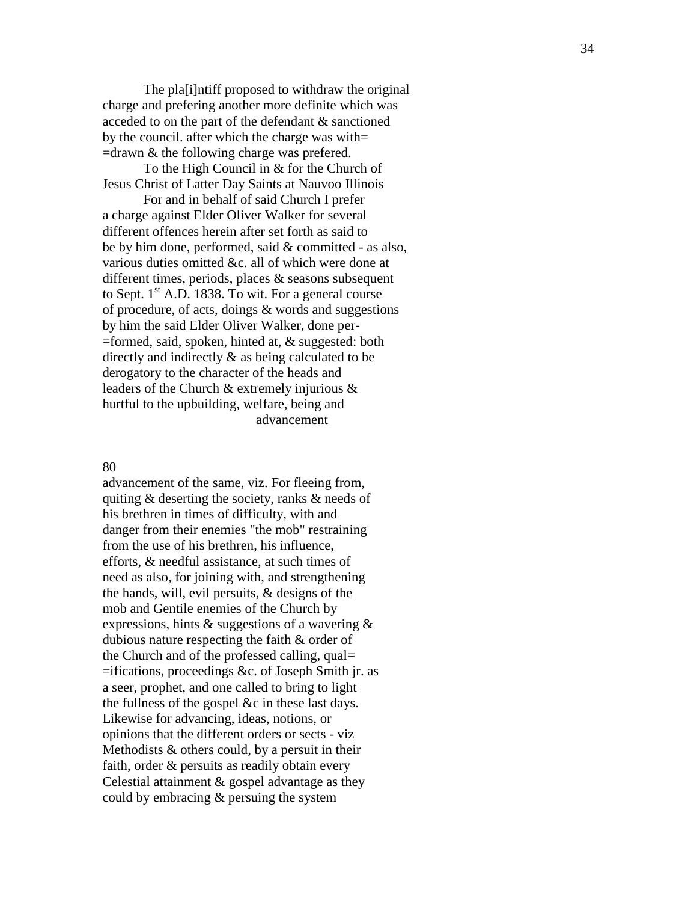The pla[i]ntiff proposed to withdraw the original charge and prefering another more definite which was acceded to on the part of the defendant & sanctioned by the council. after which the charge was with= =drawn & the following charge was prefered.

To the High Council in & for the Church of Jesus Christ of Latter Day Saints at Nauvoo Illinois

For and in behalf of said Church I prefer a charge against Elder Oliver Walker for several different offences herein after set forth as said to be by him done, performed, said & committed - as also, various duties omitted &c. all of which were done at different times, periods, places & seasons subsequent to Sept. 1st A.D. 1838. To wit. For a general course of procedure, of acts, doings & words and suggestions by him the said Elder Oliver Walker, done per- =formed, said, spoken, hinted at, & suggested: both directly and indirectly & as being calculated to be derogatory to the character of the heads and leaders of the Church & extremely injurious & hurtful to the upbuilding, welfare, being and advancement

80

advancement of the same, viz. For fleeing from, quiting & deserting the society, ranks & needs of his brethren in times of difficulty, with and danger from their enemies "the mob" restraining from the use of his brethren, his influence, efforts, & needful assistance, at such times of need as also, for joining with, and strengthening the hands, will, evil persuits, & designs of the mob and Gentile enemies of the Church by expressions, hints & suggestions of a wavering & dubious nature respecting the faith & order of the Church and of the professed calling, qual= =ifications, proceedings &c. of Joseph Smith jr. as a seer, prophet, and one called to bring to light the fullness of the gospel &c in these last days. Likewise for advancing, ideas, notions, or opinions that the different orders or sects - viz Methodists & others could, by a persuit in their faith, order & persuits as readily obtain every Celestial attainment & gospel advantage as they could by embracing & persuing the system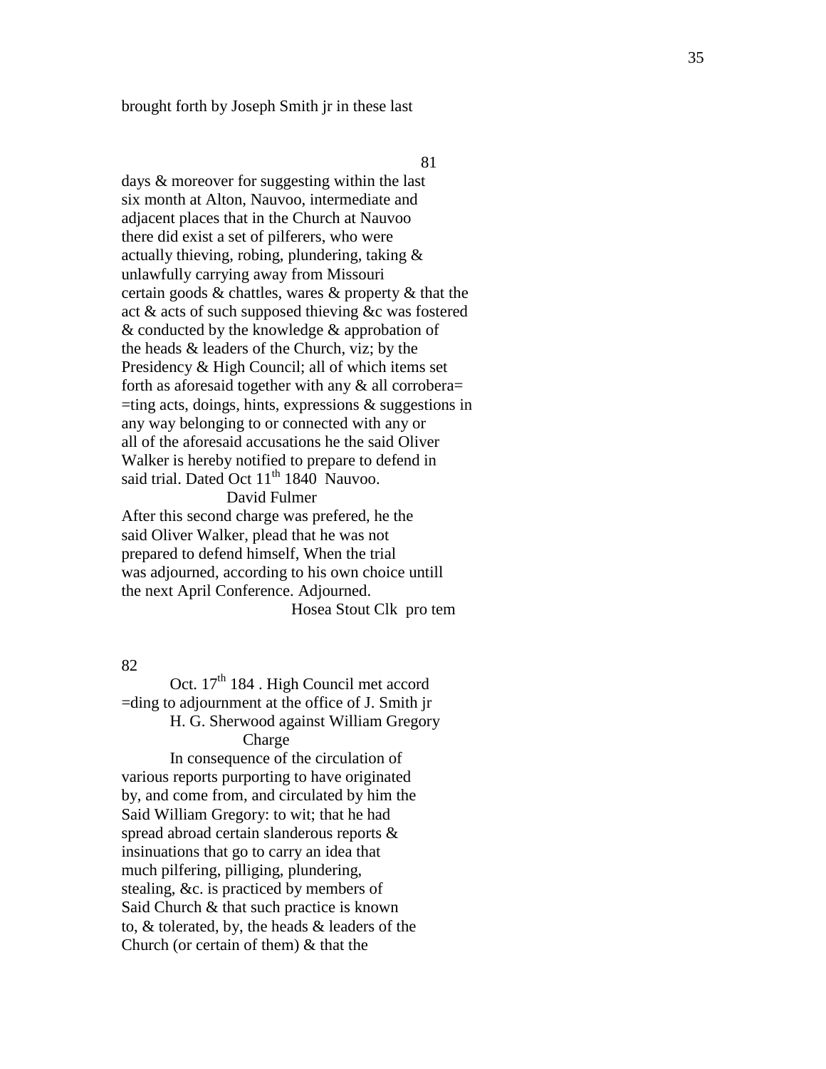brought forth by Joseph Smith jr in these last

81

days & moreover for suggesting within the last
six month at Alton, Nauvoo, intermediate and
adjacent places that in the Church at Nauvoo
there did exist a set of pilferers, who were
actually thieving, robing, plundering, taking &
unlawfully carrying away from Missouri
certain goods & chattles, wares & property & that the
act & acts of such supposed thieving &c was fostered
& conducted by the knowledge & approbation of
the heads & leaders of the Church, viz; by the
Presidency & High Council; all of which items set
forth as aforesaid together with any & all corrobera=
=ting acts, doings, hints, expressions & suggestions in
any way belonging to or connected with any or
all of the aforesaid accusations he the said Oliver
Walker is hereby notified to prepare to defend in
said trial. Dated Oct 11th 1840 Nauvoo.

David Fulmer

After this second charge was prefered, he the
said Oliver Walker, plead that he was not
prepared to defend himself, When the trial
was adjourned, according to his own choice untill
the next April Conference. Adjourned.

Hosea Stout Clk pro tem

82

Oct. 17th 184 . High Council met accord
=ding to adjournment at the office of J. Smith jr

H. G. Sherwood against William Gregory

Charge

In consequence of the circulation of
various reports purporting to have originated
by, and come from, and circulated by him the
Said William Gregory: to wit; that he had
spread abroad certain slanderous reports &
insinuations that go to carry an idea that
much pilfering, pilliging, plundering,
stealing, &c. is practiced by members of
Said Church & that such practice is known
to, & tolerated, by, the heads & leaders of the
Church (or certain of them) & that the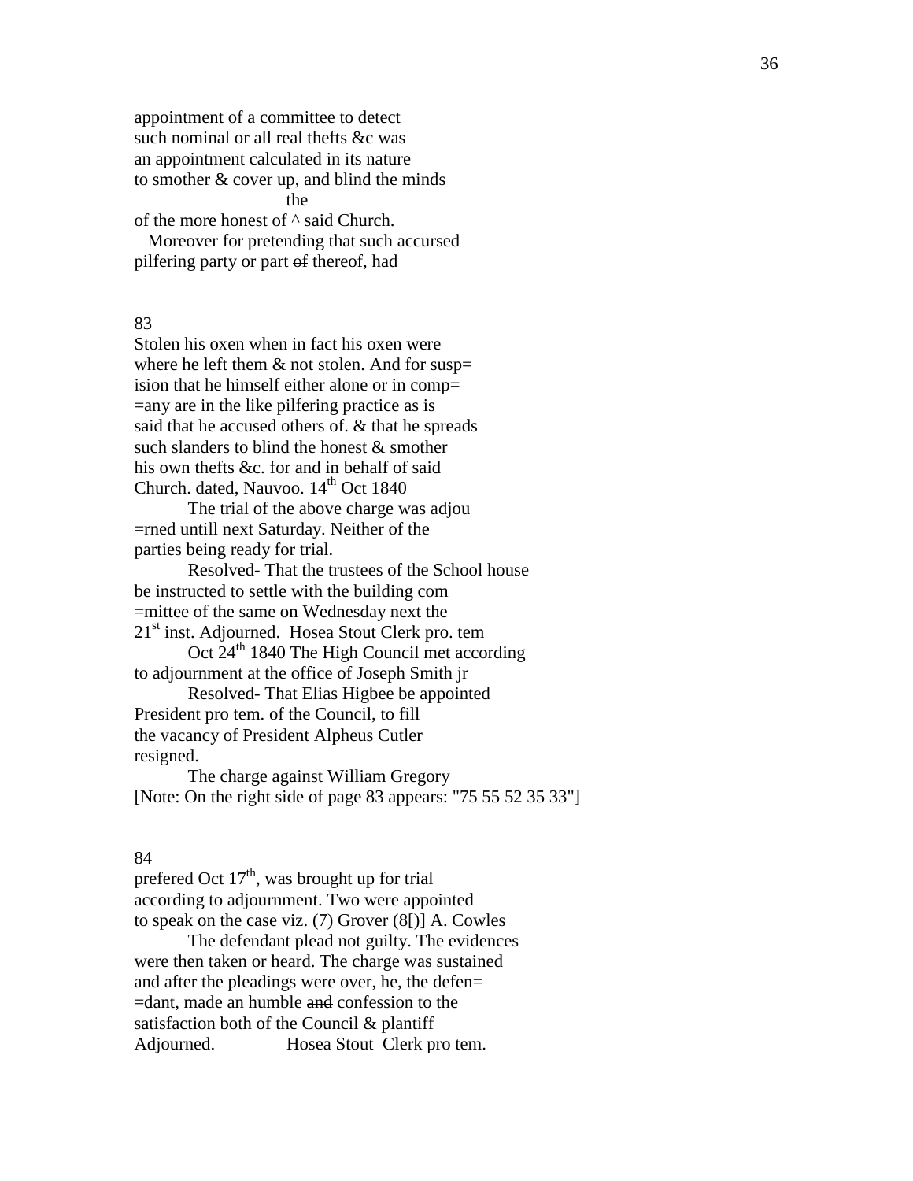appointment of a committee to detect
such nominal or all real thefts &c was
an appointment calculated in its nature
to smother & cover up, and blind the minds
the
of the more honest of ^ said Church.
Moreover for pretending that such accursed
pilfering party or part ~~of~~ thereof, had

83

Stolen his oxen when in fact his oxen were
where he left them & not stolen. And for susp=
ision that he himself either alone or in comp=
=any are in the like pilfering practice as is
said that he accused others of. & that he spreads
such slanders to blind the honest & smother
his own thefts &c. for and in behalf of said
Church. dated, Nauvoo. 14th Oct 1840

The trial of the above charge was adjou
=rned untill next Saturday. Neither of the
parties being ready for trial.

Resolved- That the trustees of the School house
be instructed to settle with the building com
=mittee of the same on Wednesday next the
21st inst. Adjourned. Hosea Stout Clerk pro. tem

Oct 24th 1840 The High Council met according
to adjournment at the office of Joseph Smith jr

Resolved- That Elias Higbee be appointed
President pro tem. of the Council, to fill
the vacancy of President Alphеus Cutler
resigned.

The charge against William Gregory
[Note: On the right side of page 83 appears: "75 55 52 35 33"]

84

prefered Oct 17th, was brought up for trial
according to adjournment. Two were appointed
to speak on the case viz. (7) Grover (8[)] A. Cowles

The defendant plead not guilty. The evidences
were then taken or heard. The charge was sustained
and after the pleadings were over, he, the defen=
=dant, made an humble ~~and~~ confession to the
satisfaction both of the Council & plantiff
Adjourned. Hosea Stout Clerk pro tem.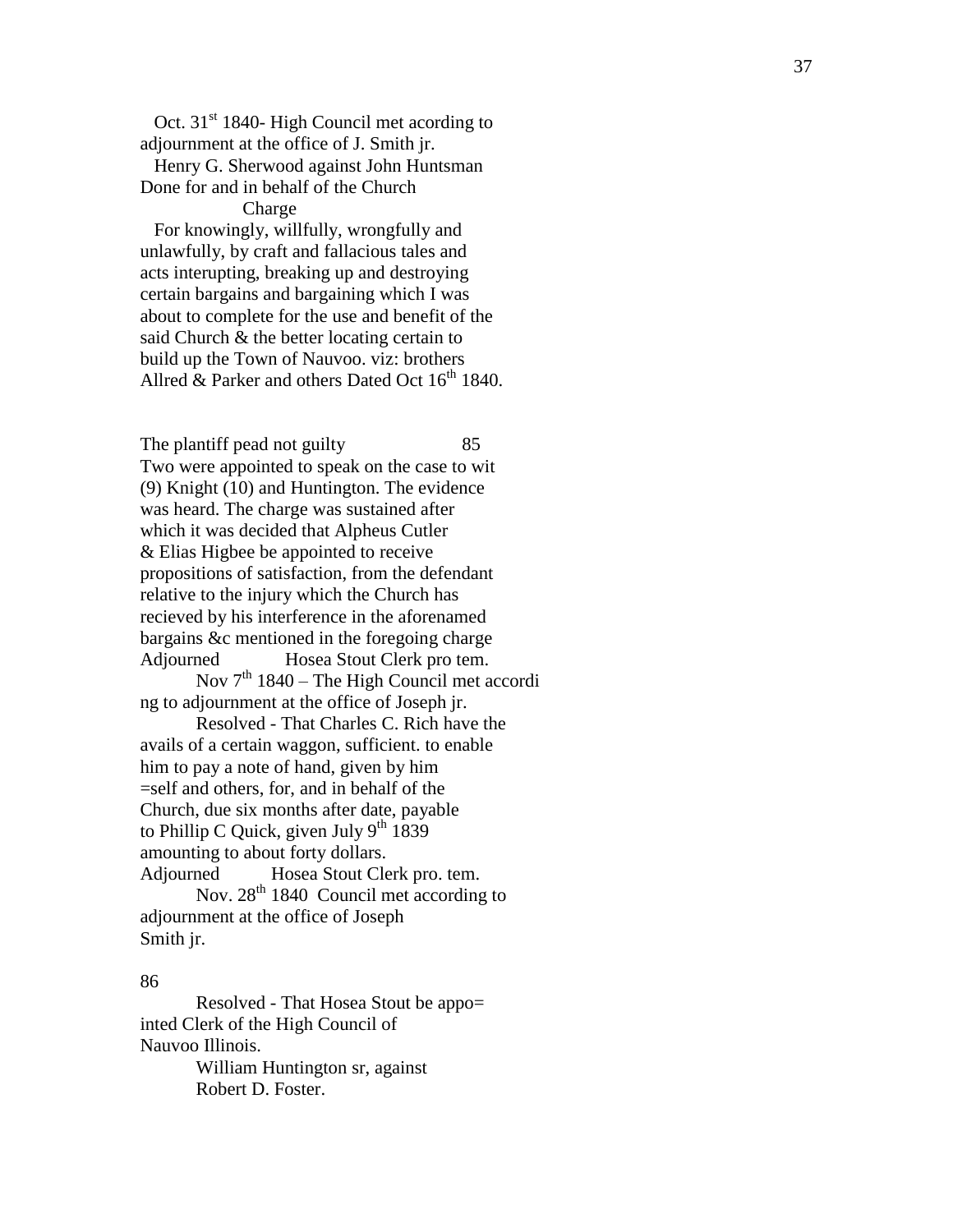Oct. 31st 1840- High Council met acording to adjournment at the office of J. Smith jr.

Henry G. Sherwood against John Huntsman Done for and in behalf of the Church

Charge

For knowingly, willfully, wrongfully and unlawfully, by craft and fallacious tales and acts interupting, breaking up and destroying certain bargains and bargaining which I was about to complete for the use and benefit of the said Church & the better locating certain to build up the Town of Nauvoo. viz: brothers Allred & Parker and others Dated Oct 16th 1840.

The plantiff pead not guilty 85

Two were appointed to speak on the case to wit (9) Knight (10) and Huntington. The evidence was heard. The charge was sustained after which it was decided that Alpheus Cutler & Elias Higbee be appointed to receive propositions of satisfaction, from the defendant relative to the injury which the Church has recieved by his interference in the aforenamed bargains &c mentioned in the foregoing charge

Adjourned Hosea Stout Clerk pro tem.

Nov 7th 1840 – The High Council met accordi ng to adjournment at the office of Joseph jr.

Resolved - That Charles C. Rich have the avails of a certain waggon, sufficient. to enable him to pay a note of hand, given by him =self and others, for, and in behalf of the Church, due six months after date, payable to Phillip C Quick, given July 9th 1839 amounting to about forty dollars.

Adjourned Hosea Stout Clerk pro. tem.

Nov. 28th 1840 Council met according to adjournment at the office of Joseph Smith jr.

86

Resolved - That Hosea Stout be appo= inted Clerk of the High Council of Nauvoo Illinois.

William Huntington sr, against Robert D. Foster.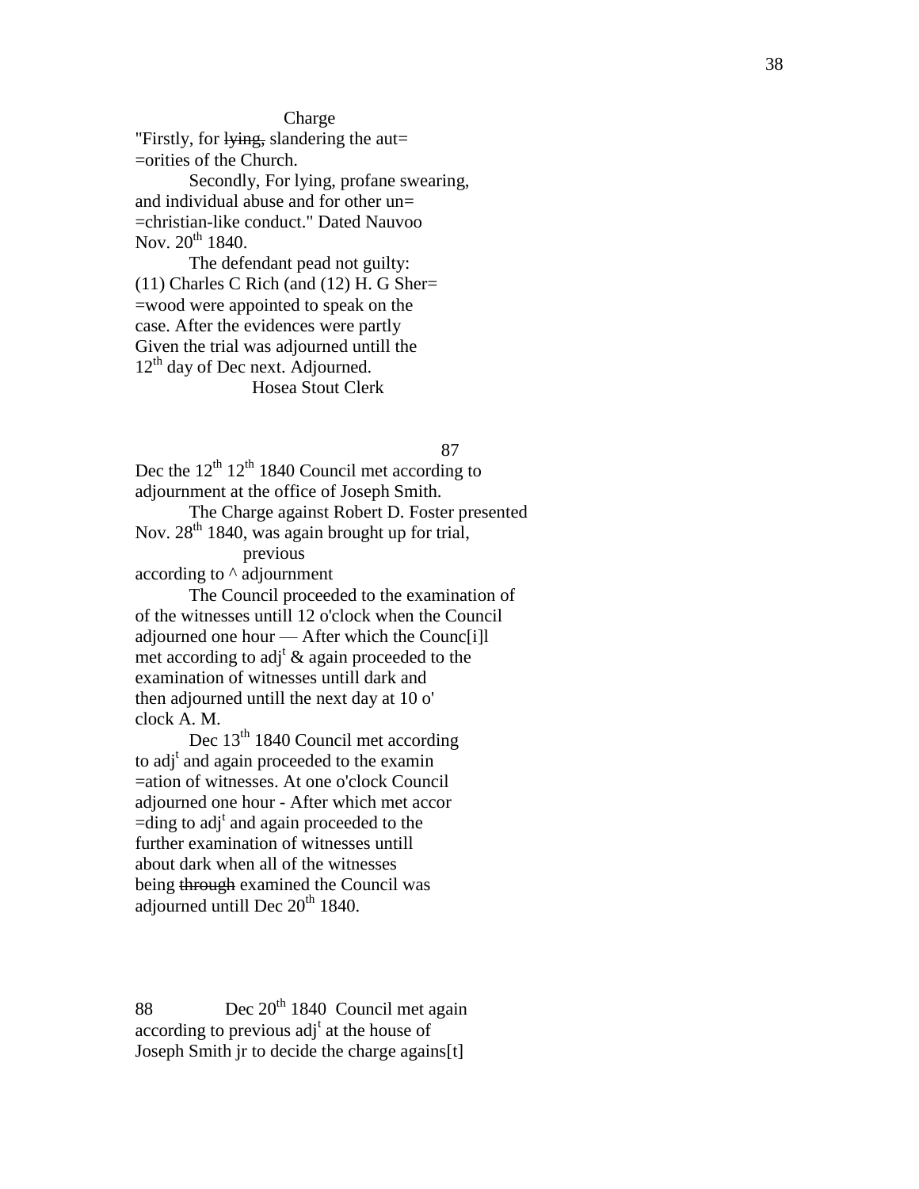Charge

"Firstly, for ~~lying,~~ slandering the aut=
=orities of the Church.

Secondly, For lying, profane swearing,
and individual abuse and for other un=
=christian-like conduct." Dated Nauvoo
Nov. 20th 1840.

The defendant pead not guilty:
(11) Charles C Rich (and (12) H. G Sher=
=wood were appointed to speak on the
case. After the evidences were partly
Given the trial was adjourned untill the
12th day of Dec next. Adjourned.

Hosea Stout Clerk

87

Dec the 12th 12th 1840 Council met according to
adjournment at the office of Joseph Smith.

The Charge against Robert D. Foster presented
Nov. 28th 1840, was again brought up for trial,
previous
according to ^ adjournment

The Council proceeded to the examination of
of the witnesses untill 12 o'clock when the Council
adjourned one hour — After which the Counc[i]l
met according to adjt & again proceeded to the
examination of witnesses untill dark and
then adjourned untill the next day at 10 o'
clock A. M.

Dec 13th 1840 Council met according
to adjt and again proceeded to the examin
=ation of witnesses. At one o'clock Council
adjourned one hour - After which met accor
=ding to adjt and again proceeded to the
further examination of witnesses untill
about dark when all of the witnesses
being ~~through~~ examined the Council was
adjourned untill Dec 20th 1840.

88 Dec 20th 1840 Council met again
according to previous adjt at the house of
Joseph Smith jr to decide the charge agains[t]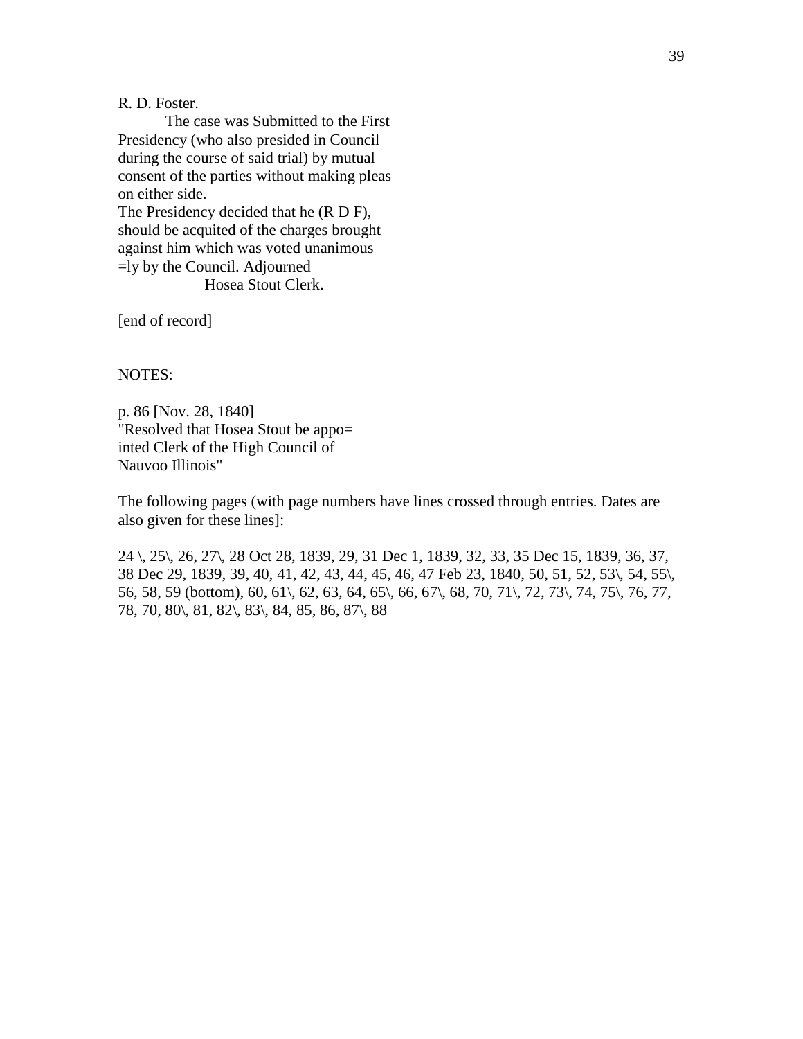R. D. Foster.

The case was Submitted to the First Presidency (who also presided in Council during the course of said trial) by mutual consent of the parties without making pleas on either side.

The Presidency decided that he (R D F), should be acquited of the charges brought against him which was voted unanimous =ly by the Council. Adjourned

Hosea Stout Clerk.

[end of record]

NOTES:

p. 86 [Nov. 28, 1840]
"Resolved that Hosea Stout be appo=
inted Clerk of the High Council of
Nauvoo Illinois"

The following pages (with page numbers have lines crossed through entries. Dates are also given for these lines]:

24 \, 25\, 26, 27\, 28 Oct 28, 1839, 29, 31 Dec 1, 1839, 32, 33, 35 Dec 15, 1839, 36, 37, 38 Dec 29, 1839, 39, 40, 41, 42, 43, 44, 45, 46, 47 Feb 23, 1840, 50, 51, 52, 53\, 54, 55\, 56, 58, 59 (bottom), 60, 61\, 62, 63, 64, 65\, 66, 67\, 68, 70, 71\, 72, 73\, 74, 75\, 76, 77, 78, 70, 80\, 81, 82\, 83\, 84, 85, 86, 87\, 88